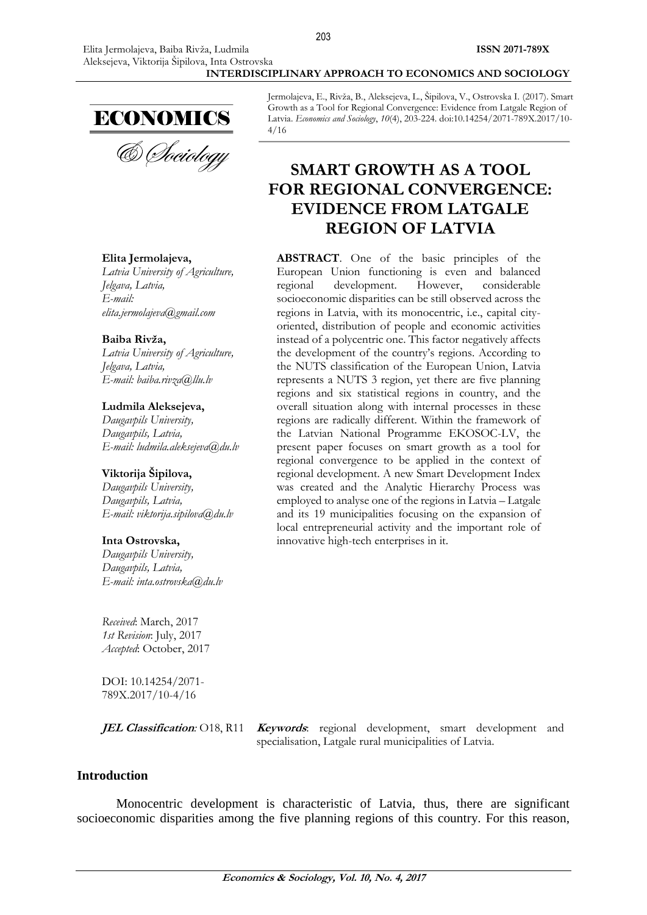Jermolajeva, E., Rivža, B., Aleksejeva, L., Šipilova, V., Ostrovska I. (2017). Smart Growth as a Tool for Regional Convergence: Evidence from Latgale Region of Latvia. *Economics and Sociology*, *10*(4), 203-224. doi:10.14254/2071-789X.2017/10-4/16

# SMART GROWTH AS A TOOL FOR REGIONAL CONVERGENCE: EVIDENCE FROM LATGALE REGION OF LATVIA

**Elita Jermolajeva,**
*Latvia University of Agriculture, Jelgava, Latvia,*
*E-mail: elita.jermolajeva@gmail.com*

**Baiba Rivža,**
*Latvia University of Agriculture, Jelgava, Latvia,*
*E-mail: baiba.rivza@llu.lv*

**Ludmila Aleksejeva,**
*Daugavpils University, Daugavpils, Latvia,*
*E-mail: ludmila.aleksejeva@du.lv*

**Viktorija Šipilova,**
*Daugavpils University, Daugavpils, Latvia,*
*E-mail: viktorija.sipilova@du.lv*

**Inta Ostrovska,**
*Daugavpils University, Daugavpils, Latvia,*
*E-mail: inta.ostrovska@du.lv*

*Received*: March, 2017
*1st Revision*: July, 2017
*Accepted*: October, 2017

DOI: 10.14254/2071-789X.2017/10-4/16

**ABSTRACT**. One of the basic principles of the European Union functioning is even and balanced regional development. However, considerable socioeconomic disparities can be still observed across the regions in Latvia, with its monocentric, i.e., capital city-oriented, distribution of people and economic activities instead of a polycentric one. This factor negatively affects the development of the country's regions. According to the NUTS classification of the European Union, Latvia represents a NUTS 3 region, yet there are five planning regions and six statistical regions in country, and the overall situation along with internal processes in these regions are radically different. Within the framework of the Latvian National Programme EKOSOC-LV, the present paper focuses on smart growth as a tool for regional convergence to be applied in the context of regional development. A new Smart Development Index was created and the Analytic Hierarchy Process was employed to analyse one of the regions in Latvia – Latgale and its 19 municipalities focusing on the expansion of local entrepreneurial activity and the important role of innovative high-tech enterprises in it.

***JEL Classification*:** O18, R11

***Keywords***: regional development, smart development and specialisation, Latgale rural municipalities of Latvia.

## Introduction

Monocentric development is characteristic of Latvia, thus, there are significant socioeconomic disparities among the five planning regions of this country. For this reason,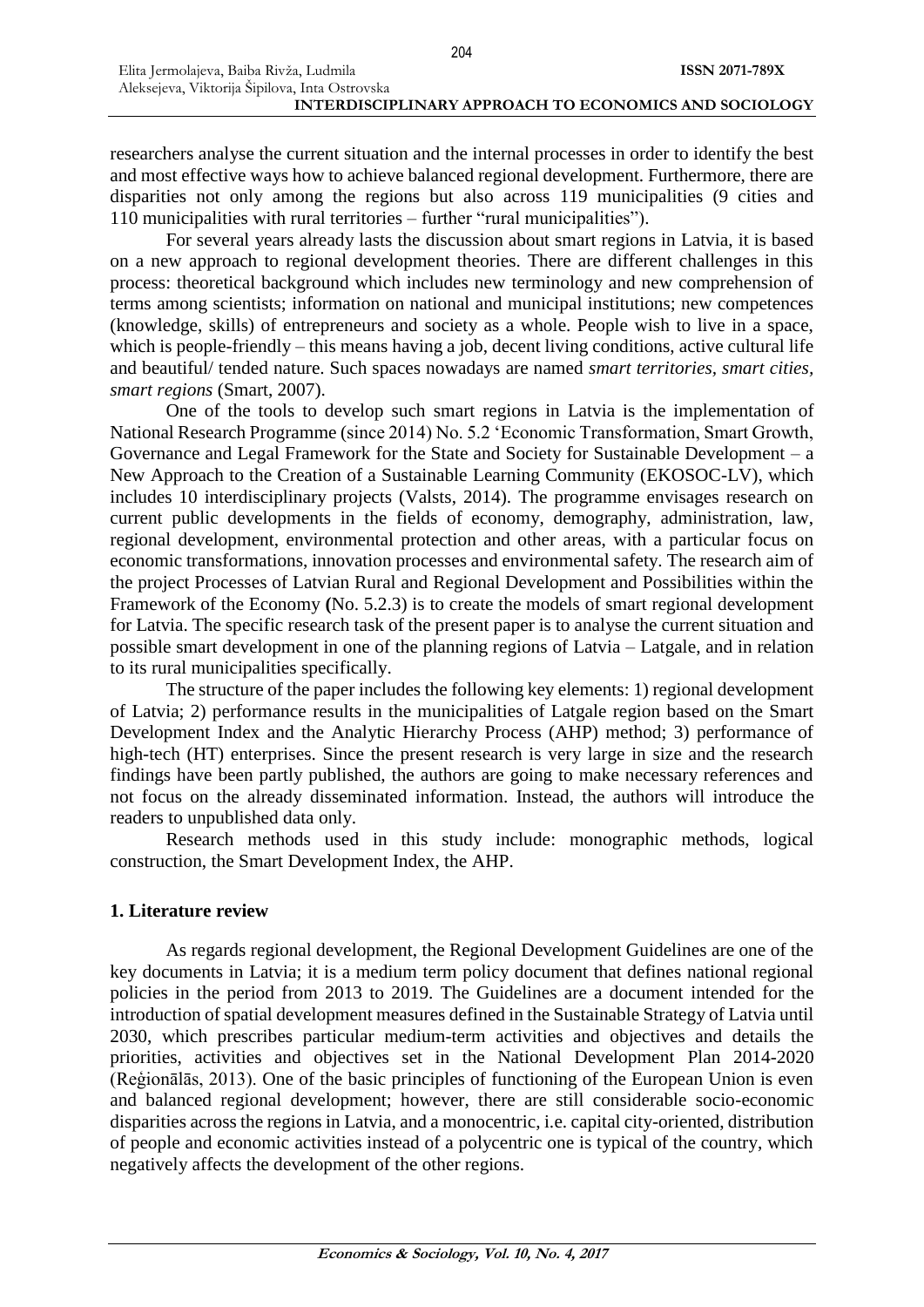researchers analyse the current situation and the internal processes in order to identify the best and most effective ways how to achieve balanced regional development. Furthermore, there are disparities not only among the regions but also across 119 municipalities (9 cities and 110 municipalities with rural territories – further "rural municipalities").

For several years already lasts the discussion about smart regions in Latvia, it is based on a new approach to regional development theories. There are different challenges in this process: theoretical background which includes new terminology and new comprehension of terms among scientists; information on national and municipal institutions; new competences (knowledge, skills) of entrepreneurs and society as a whole. People wish to live in a space, which is people-friendly – this means having a job, decent living conditions, active cultural life and beautiful/ tended nature. Such spaces nowadays are named *smart territories, smart cities, smart regions* (Smart, 2007).

One of the tools to develop such smart regions in Latvia is the implementation of National Research Programme (since 2014) No. 5.2 'Economic Transformation, Smart Growth, Governance and Legal Framework for the State and Society for Sustainable Development – a New Approach to the Creation of a Sustainable Learning Community (EKOSOC-LV), which includes 10 interdisciplinary projects (Valsts, 2014). The programme envisages research on current public developments in the fields of economy, demography, administration, law, regional development, environmental protection and other areas, with a particular focus on economic transformations, innovation processes and environmental safety. The research aim of the project Processes of Latvian Rural and Regional Development and Possibilities within the Framework of the Economy **(**No. 5.2.3) is to create the models of smart regional development for Latvia. The specific research task of the present paper is to analyse the current situation and possible smart development in one of the planning regions of Latvia – Latgale, and in relation to its rural municipalities specifically.

The structure of the paper includes the following key elements: 1) regional development of Latvia; 2) performance results in the municipalities of Latgale region based on the Smart Development Index and the Analytic Hierarchy Process (AHP) method; 3) performance of high-tech (HT) enterprises. Since the present research is very large in size and the research findings have been partly published, the authors are going to make necessary references and not focus on the already disseminated information. Instead, the authors will introduce the readers to unpublished data only.

Research methods used in this study include: monographic methods, logical construction, the Smart Development Index, the AHP.

## 1. Literature review

As regards regional development, the Regional Development Guidelines are one of the key documents in Latvia; it is a medium term policy document that defines national regional policies in the period from 2013 to 2019. The Guidelines are a document intended for the introduction of spatial development measures defined in the Sustainable Strategy of Latvia until 2030, which prescribes particular medium-term activities and objectives and details the priorities, activities and objectives set in the National Development Plan 2014-2020 (Reģionālās, 2013). One of the basic principles of functioning of the European Union is even and balanced regional development; however, there are still considerable socio-economic disparities across the regions in Latvia, and a monocentric, i.e. capital city-oriented, distribution of people and economic activities instead of a polycentric one is typical of the country, which negatively affects the development of the other regions.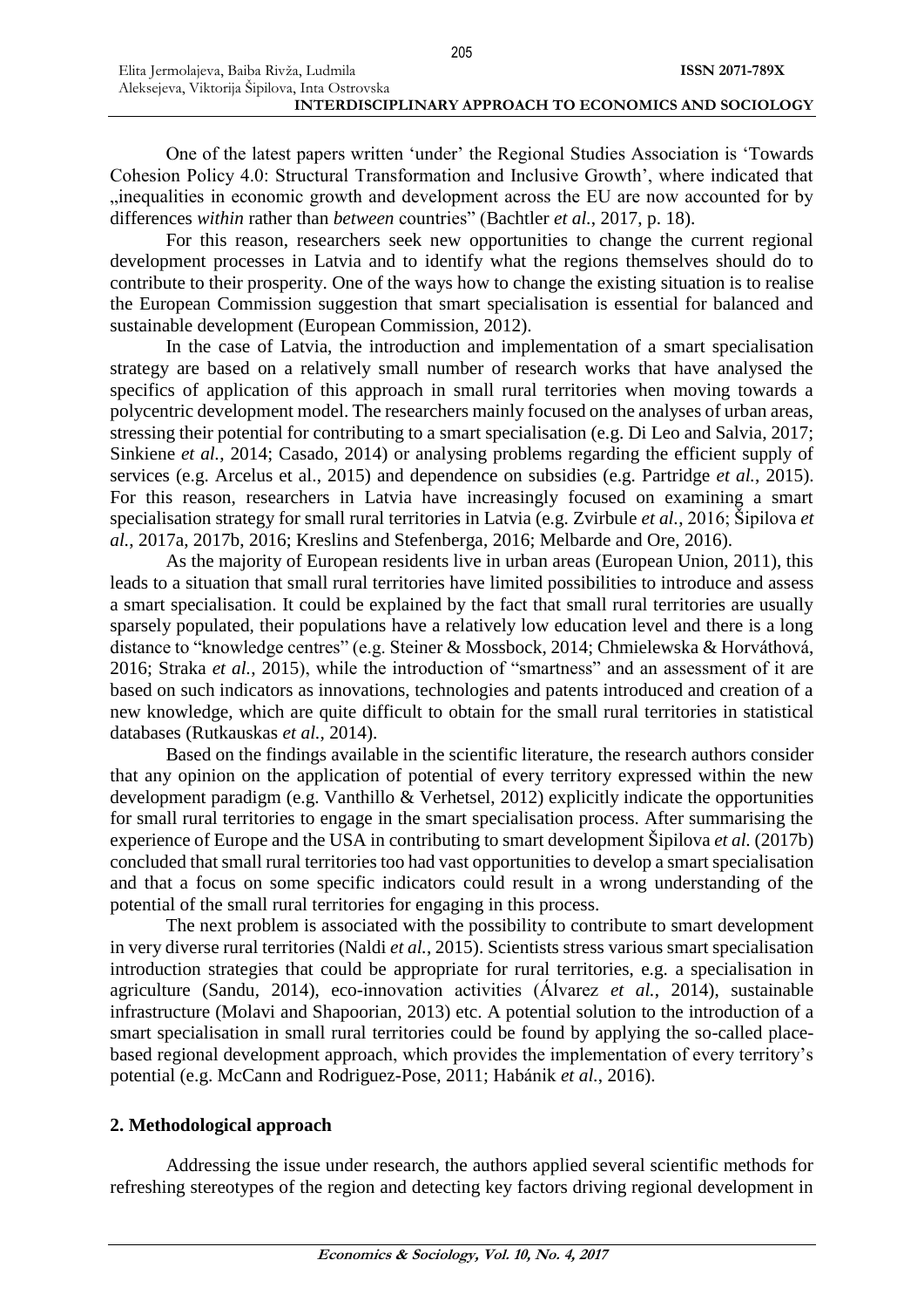One of the latest papers written 'under' the Regional Studies Association is 'Towards Cohesion Policy 4.0: Structural Transformation and Inclusive Growth', where indicated that „inequalities in economic growth and development across the EU are now accounted for by differences *within* rather than *between* countries" (Bachtler *et al.*, 2017, p. 18).

For this reason, researchers seek new opportunities to change the current regional development processes in Latvia and to identify what the regions themselves should do to contribute to their prosperity. One of the ways how to change the existing situation is to realise the European Commission suggestion that smart specialisation is essential for balanced and sustainable development (European Commission, 2012).

In the case of Latvia, the introduction and implementation of a smart specialisation strategy are based on a relatively small number of research works that have analysed the specifics of application of this approach in small rural territories when moving towards a polycentric development model. The researchers mainly focused on the analyses of urban areas, stressing their potential for contributing to a smart specialisation (e.g. Di Leo and Salvia, 2017; Sinkiene *et al.*, 2014; Casado, 2014) or analysing problems regarding the efficient supply of services (e.g. Arcelus et al., 2015) and dependence on subsidies (e.g. Partridge *et al.*, 2015). For this reason, researchers in Latvia have increasingly focused on examining a smart specialisation strategy for small rural territories in Latvia (e.g. Zvirbule *et al.*, 2016; Šipilova *et al.*, 2017a, 2017b, 2016; Kreslins and Stefenberga, 2016; Melbarde and Ore, 2016).

As the majority of European residents live in urban areas (European Union, 2011), this leads to a situation that small rural territories have limited possibilities to introduce and assess a smart specialisation. It could be explained by the fact that small rural territories are usually sparsely populated, their populations have a relatively low education level and there is a long distance to "knowledge centres" (e.g. Steiner & Mossbock, 2014; Chmielewska & Horváthová, 2016; Straka *et al.*, 2015), while the introduction of "smartness" and an assessment of it are based on such indicators as innovations, technologies and patents introduced and creation of a new knowledge, which are quite difficult to obtain for the small rural territories in statistical databases (Rutkauskas *et al.*, 2014).

Based on the findings available in the scientific literature, the research authors consider that any opinion on the application of potential of every territory expressed within the new development paradigm (e.g. Vanthillo & Verhetsel, 2012) explicitly indicate the opportunities for small rural territories to engage in the smart specialisation process. After summarising the experience of Europe and the USA in contributing to smart development Šipilova *et al.* (2017b) concluded that small rural territories too had vast opportunities to develop a smart specialisation and that a focus on some specific indicators could result in a wrong understanding of the potential of the small rural territories for engaging in this process.

The next problem is associated with the possibility to contribute to smart development in very diverse rural territories (Naldi *et al.*, 2015). Scientists stress various smart specialisation introduction strategies that could be appropriate for rural territories, e.g. a specialisation in agriculture (Sandu, 2014), eco-innovation activities (Álvarez *et al.*, 2014), sustainable infrastructure (Molavi and Shapoorian, 2013) etc. A potential solution to the introduction of a smart specialisation in small rural territories could be found by applying the so-called place-based regional development approach, which provides the implementation of every territory's potential (e.g. McCann and Rodriguez-Pose, 2011; Habánik *et al.*, 2016).

## 2. Methodological approach

Addressing the issue under research, the authors applied several scientific methods for refreshing stereotypes of the region and detecting key factors driving regional development in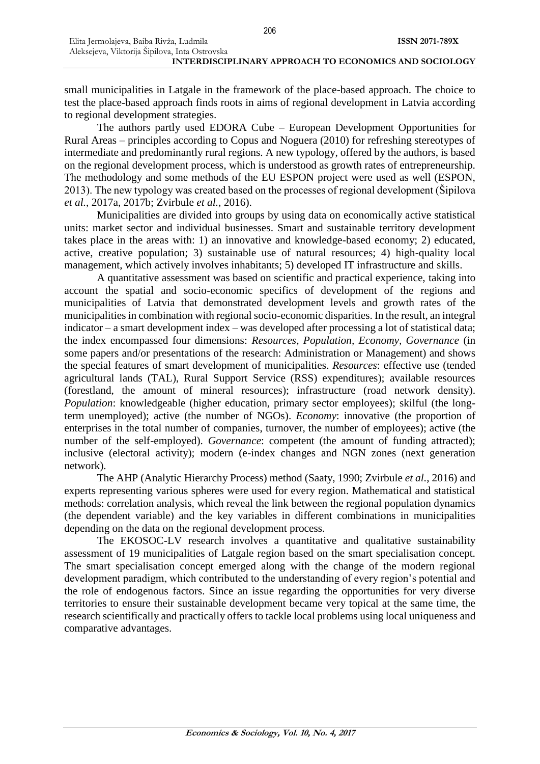small municipalities in Latgale in the framework of the place-based approach. The choice to test the place-based approach finds roots in aims of regional development in Latvia according to regional development strategies.

The authors partly used EDORA Cube – European Development Opportunities for Rural Areas – principles according to Copus and Noguera (2010) for refreshing stereotypes of intermediate and predominantly rural regions. A new typology, offered by the authors, is based on the regional development process, which is understood as growth rates of entrepreneurship. The methodology and some methods of the EU ESPON project were used as well (ESPON, 2013). The new typology was created based on the processes of regional development (Šipilova *et al.*, 2017a, 2017b; Zvirbule *et al.*, 2016).

Municipalities are divided into groups by using data on economically active statistical units: market sector and individual businesses. Smart and sustainable territory development takes place in the areas with: 1) an innovative and knowledge-based economy; 2) educated, active, creative population; 3) sustainable use of natural resources; 4) high-quality local management, which actively involves inhabitants; 5) developed IT infrastructure and skills.

A quantitative assessment was based on scientific and practical experience, taking into account the spatial and socio-economic specifics of development of the regions and municipalities of Latvia that demonstrated development levels and growth rates of the municipalities in combination with regional socio-economic disparities. In the result, an integral indicator – a smart development index – was developed after processing a lot of statistical data; the index encompassed four dimensions: *Resources, Population, Economy, Governance* (in some papers and/or presentations of the research: Administration or Management) and shows the special features of smart development of municipalities. *Resources*: effective use (tended agricultural lands (TAL), Rural Support Service (RSS) expenditures); available resources (forestland, the amount of mineral resources); infrastructure (road network density). *Population*: knowledgeable (higher education, primary sector employees); skilful (the long-term unemployed); active (the number of NGOs). *Economy*: innovative (the proportion of enterprises in the total number of companies, turnover, the number of employees); active (the number of the self-employed). *Governance*: competent (the amount of funding attracted); inclusive (electoral activity); modern (e-index changes and NGN zones (next generation network).

The AHP (Analytic Hierarchy Process) method (Saaty, 1990; Zvirbule *et al.*, 2016) and experts representing various spheres were used for every region. Mathematical and statistical methods: correlation analysis, which reveal the link between the regional population dynamics (the dependent variable) and the key variables in different combinations in municipalities depending on the data on the regional development process.

The EKOSOC-LV research involves a quantitative and qualitative sustainability assessment of 19 municipalities of Latgale region based on the smart specialisation concept. The smart specialisation concept emerged along with the change of the modern regional development paradigm, which contributed to the understanding of every region's potential and the role of endogenous factors. Since an issue regarding the opportunities for very diverse territories to ensure their sustainable development became very topical at the same time, the research scientifically and practically offers to tackle local problems using local uniqueness and comparative advantages.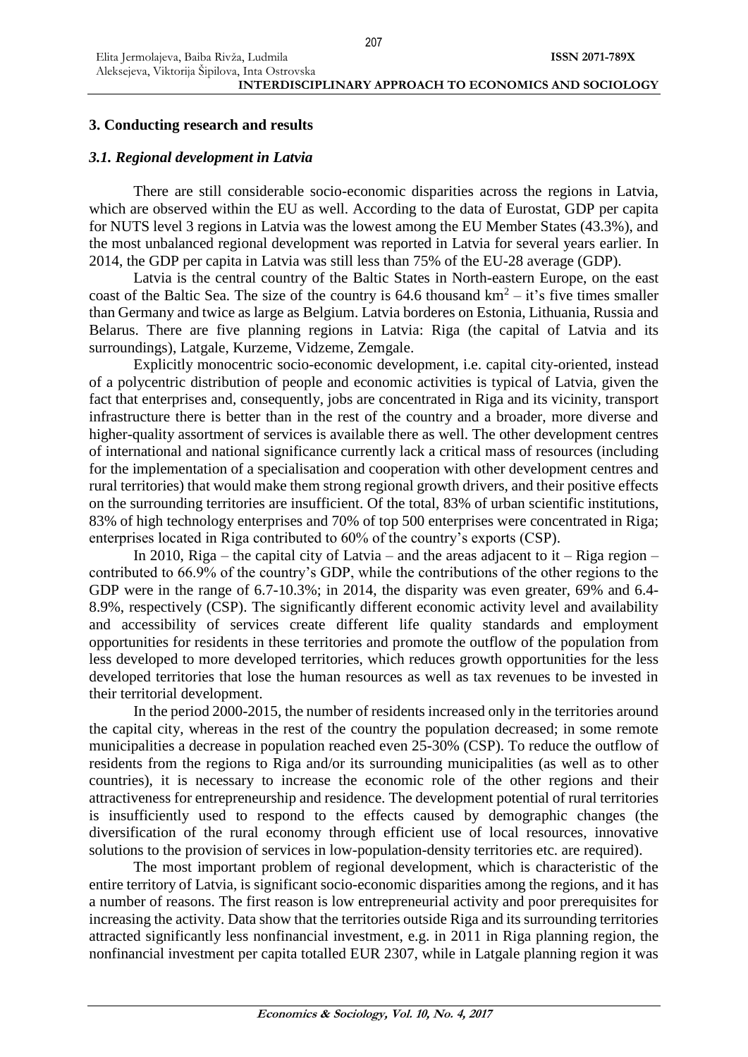## 3. Conducting research and results

### *3.1. Regional development in Latvia*

There are still considerable socio-economic disparities across the regions in Latvia, which are observed within the EU as well. According to the data of Eurostat, GDP per capita for NUTS level 3 regions in Latvia was the lowest among the EU Member States (43.3%), and the most unbalanced regional development was reported in Latvia for several years earlier. In 2014, the GDP per capita in Latvia was still less than 75% of the EU-28 average (GDP).

Latvia is the central country of the Baltic States in North-eastern Europe, on the east coast of the Baltic Sea. The size of the country is 64.6 thousand km$^2$ – it's five times smaller than Germany and twice as large as Belgium. Latvia borderes on Estonia, Lithuania, Russia and Belarus. There are five planning regions in Latvia: Riga (the capital of Latvia and its surroundings), Latgale, Kurzeme, Vidzeme, Zemgale.

Explicitly monocentric socio-economic development, i.e. capital city-oriented, instead of a polycentric distribution of people and economic activities is typical of Latvia, given the fact that enterprises and, consequently, jobs are concentrated in Riga and its vicinity, transport infrastructure there is better than in the rest of the country and a broader, more diverse and higher-quality assortment of services is available there as well. The other development centres of international and national significance currently lack a critical mass of resources (including for the implementation of a specialisation and cooperation with other development centres and rural territories) that would make them strong regional growth drivers, and their positive effects on the surrounding territories are insufficient. Of the total, 83% of urban scientific institutions, 83% of high technology enterprises and 70% of top 500 enterprises were concentrated in Riga; enterprises located in Riga contributed to 60% of the country's exports (CSP).

In 2010, Riga – the capital city of Latvia – and the areas adjacent to it – Riga region – contributed to 66.9% of the country's GDP, while the contributions of the other regions to the GDP were in the range of 6.7-10.3%; in 2014, the disparity was even greater, 69% and 6.4-8.9%, respectively (CSP). The significantly different economic activity level and availability and accessibility of services create different life quality standards and employment opportunities for residents in these territories and promote the outflow of the population from less developed to more developed territories, which reduces growth opportunities for the less developed territories that lose the human resources as well as tax revenues to be invested in their territorial development.

In the period 2000-2015, the number of residents increased only in the territories around the capital city, whereas in the rest of the country the population decreased; in some remote municipalities a decrease in population reached even 25-30% (CSP). To reduce the outflow of residents from the regions to Riga and/or its surrounding municipalities (as well as to other countries), it is necessary to increase the economic role of the other regions and their attractiveness for entrepreneurship and residence. The development potential of rural territories is insufficiently used to respond to the effects caused by demographic changes (the diversification of the rural economy through efficient use of local resources, innovative solutions to the provision of services in low-population-density territories etc. are required).

The most important problem of regional development, which is characteristic of the entire territory of Latvia, is significant socio-economic disparities among the regions, and it has a number of reasons. The first reason is low entrepreneurial activity and poor prerequisites for increasing the activity. Data show that the territories outside Riga and its surrounding territories attracted significantly less nonfinancial investment, e.g. in 2011 in Riga planning region, the nonfinancial investment per capita totalled EUR 2307, while in Latgale planning region it was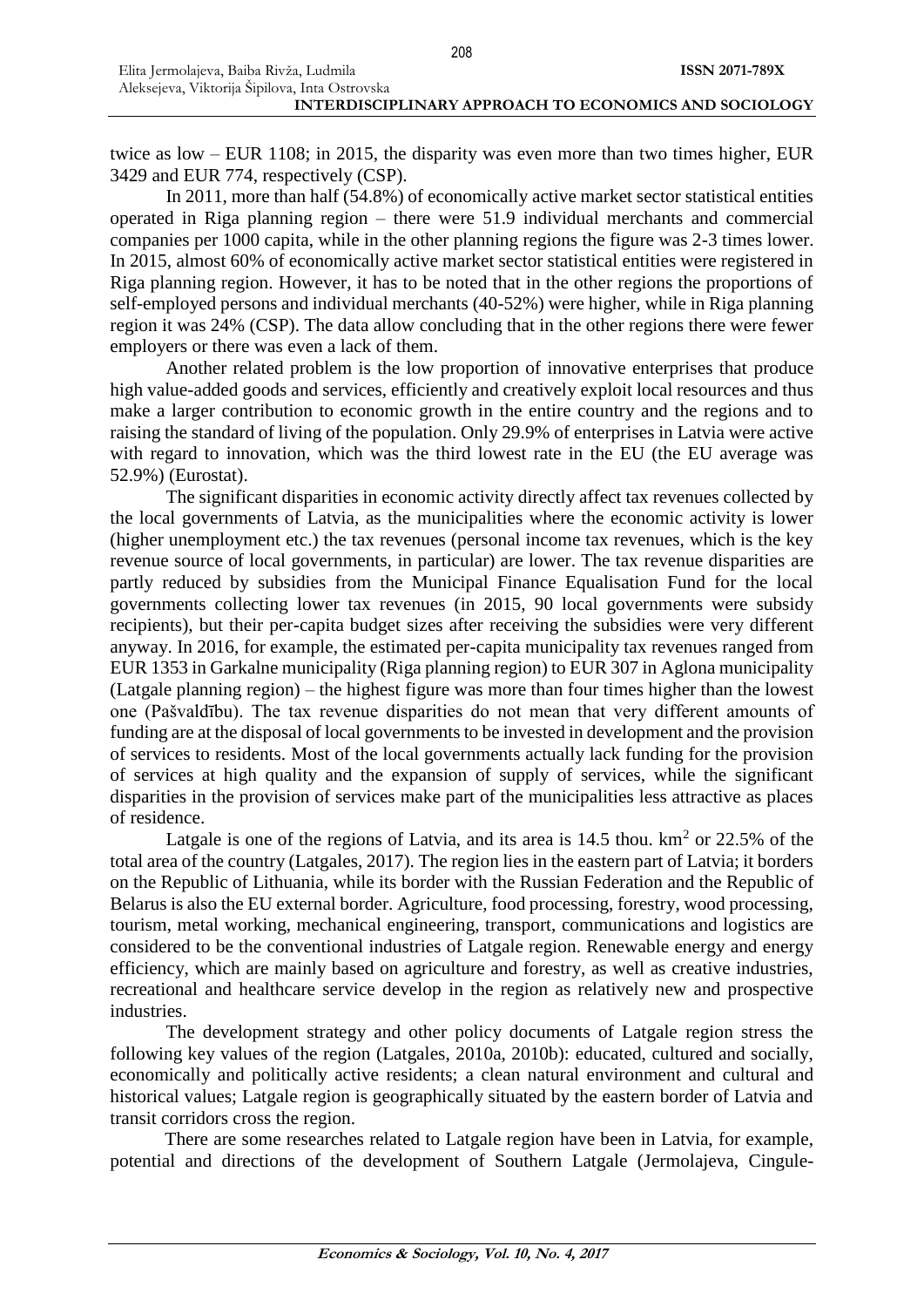twice as low – EUR 1108; in 2015, the disparity was even more than two times higher, EUR 3429 and EUR 774, respectively (CSP).

In 2011, more than half (54.8%) of economically active market sector statistical entities operated in Riga planning region – there were 51.9 individual merchants and commercial companies per 1000 capita, while in the other planning regions the figure was 2-3 times lower. In 2015, almost 60% of economically active market sector statistical entities were registered in Riga planning region. However, it has to be noted that in the other regions the proportions of self-employed persons and individual merchants (40-52%) were higher, while in Riga planning region it was 24% (CSP). The data allow concluding that in the other regions there were fewer employers or there was even a lack of them.

Another related problem is the low proportion of innovative enterprises that produce high value-added goods and services, efficiently and creatively exploit local resources and thus make a larger contribution to economic growth in the entire country and the regions and to raising the standard of living of the population. Only 29.9% of enterprises in Latvia were active with regard to innovation, which was the third lowest rate in the EU (the EU average was 52.9%) (Eurostat).

The significant disparities in economic activity directly affect tax revenues collected by the local governments of Latvia, as the municipalities where the economic activity is lower (higher unemployment etc.) the tax revenues (personal income tax revenues, which is the key revenue source of local governments, in particular) are lower. The tax revenue disparities are partly reduced by subsidies from the Municipal Finance Equalisation Fund for the local governments collecting lower tax revenues (in 2015, 90 local governments were subsidy recipients), but their per-capita budget sizes after receiving the subsidies were very different anyway. In 2016, for example, the estimated per-capita municipality tax revenues ranged from EUR 1353 in Garkalne municipality (Riga planning region) to EUR 307 in Aglona municipality (Latgale planning region) – the highest figure was more than four times higher than the lowest one (Pašvaldību). The tax revenue disparities do not mean that very different amounts of funding are at the disposal of local governments to be invested in development and the provision of services to residents. Most of the local governments actually lack funding for the provision of services at high quality and the expansion of supply of services, while the significant disparities in the provision of services make part of the municipalities less attractive as places of residence.

Latgale is one of the regions of Latvia, and its area is 14.5 thou. km$^2$ or 22.5% of the total area of the country (Latgales, 2017). The region lies in the eastern part of Latvia; it borders on the Republic of Lithuania, while its border with the Russian Federation and the Republic of Belarus is also the EU external border. Agriculture, food processing, forestry, wood processing, tourism, metal working, mechanical engineering, transport, communications and logistics are considered to be the conventional industries of Latgale region. Renewable energy and energy efficiency, which are mainly based on agriculture and forestry, as well as creative industries, recreational and healthcare service develop in the region as relatively new and prospective industries.

The development strategy and other policy documents of Latgale region stress the following key values of the region (Latgales, 2010a, 2010b): educated, cultured and socially, economically and politically active residents; a clean natural environment and cultural and historical values; Latgale region is geographically situated by the eastern border of Latvia and transit corridors cross the region.

There are some researches related to Latgale region have been in Latvia, for example, potential and directions of the development of Southern Latgale (Jermolajeva, Cingule-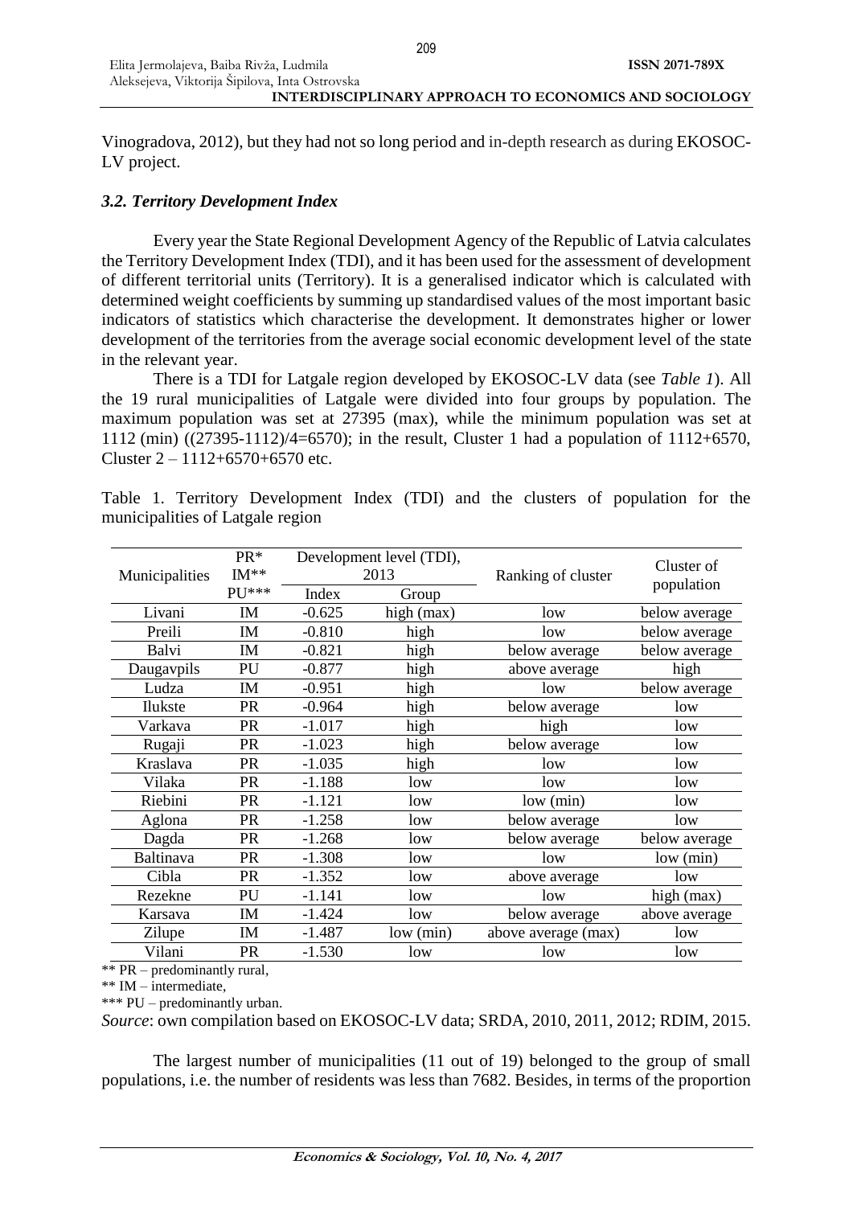Vinogradova, 2012), but they had not so long period and in-depth research as during EKOSOC-LV project.

### *3.2. Territory Development Index*

Every year the State Regional Development Agency of the Republic of Latvia calculates the Territory Development Index (TDI), and it has been used for the assessment of development of different territorial units (Territory). It is a generalised indicator which is calculated with determined weight coefficients by summing up standardised values of the most important basic indicators of statistics which characterise the development. It demonstrates higher or lower development of the territories from the average social economic development level of the state in the relevant year.

There is a TDI for Latgale region developed by EKOSOC-LV data (see *Table 1*). All the 19 rural municipalities of Latgale were divided into four groups by population. The maximum population was set at 27395 (max), while the minimum population was set at 1112 (min) ((27395-1112)/4=6570); in the result, Cluster 1 had a population of 1112+6570, Cluster 2 – 1112+6570+6570 etc.

Table 1. Territory Development Index (TDI) and the clusters of population for the municipalities of Latgale region

| Municipalities | PR* IM** PU*** | Development level (TDI), 2013 | | Ranking of cluster | Cluster of population |
|---|---|---|---|---|---|
| | | Index | Group | | |
| Livani | IM | -0.625 | high (max) | low | below average |
| Preili | IM | -0.810 | high | low | below average |
| Balvi | IM | -0.821 | high | below average | below average |
| Daugavpils | PU | -0.877 | high | above average | high |
| Ludza | IM | -0.951 | high | low | below average |
| Ilukste | PR | -0.964 | high | below average | low |
| Varkava | PR | -1.017 | high | high | low |
| Rugaji | PR | -1.023 | high | below average | low |
| Kraslava | PR | -1.035 | high | low | low |
| Vilaka | PR | -1.188 | low | low | low |
| Riebini | PR | -1.121 | low | low (min) | low |
| Aglona | PR | -1.258 | low | below average | low |
| Dagda | PR | -1.268 | low | below average | below average |
| Baltinava | PR | -1.308 | low | low | low (min) |
| Cibla | PR | -1.352 | low | above average | low |
| Rezekne | PU | -1.141 | low | low | high (max) |
| Karsava | IM | -1.424 | low | below average | above average |
| Zilupe | IM | -1.487 | low (min) | above average (max) | low |
| Vilani | PR | -1.530 | low | low | low |

** PR – predominantly rural,

** IM – intermediate,

*** PU – predominantly urban.

*Source*: own compilation based on EKOSOC-LV data; SRDA, 2010, 2011, 2012; RDIM, 2015.

The largest number of municipalities (11 out of 19) belonged to the group of small populations, i.e. the number of residents was less than 7682. Besides, in terms of the proportion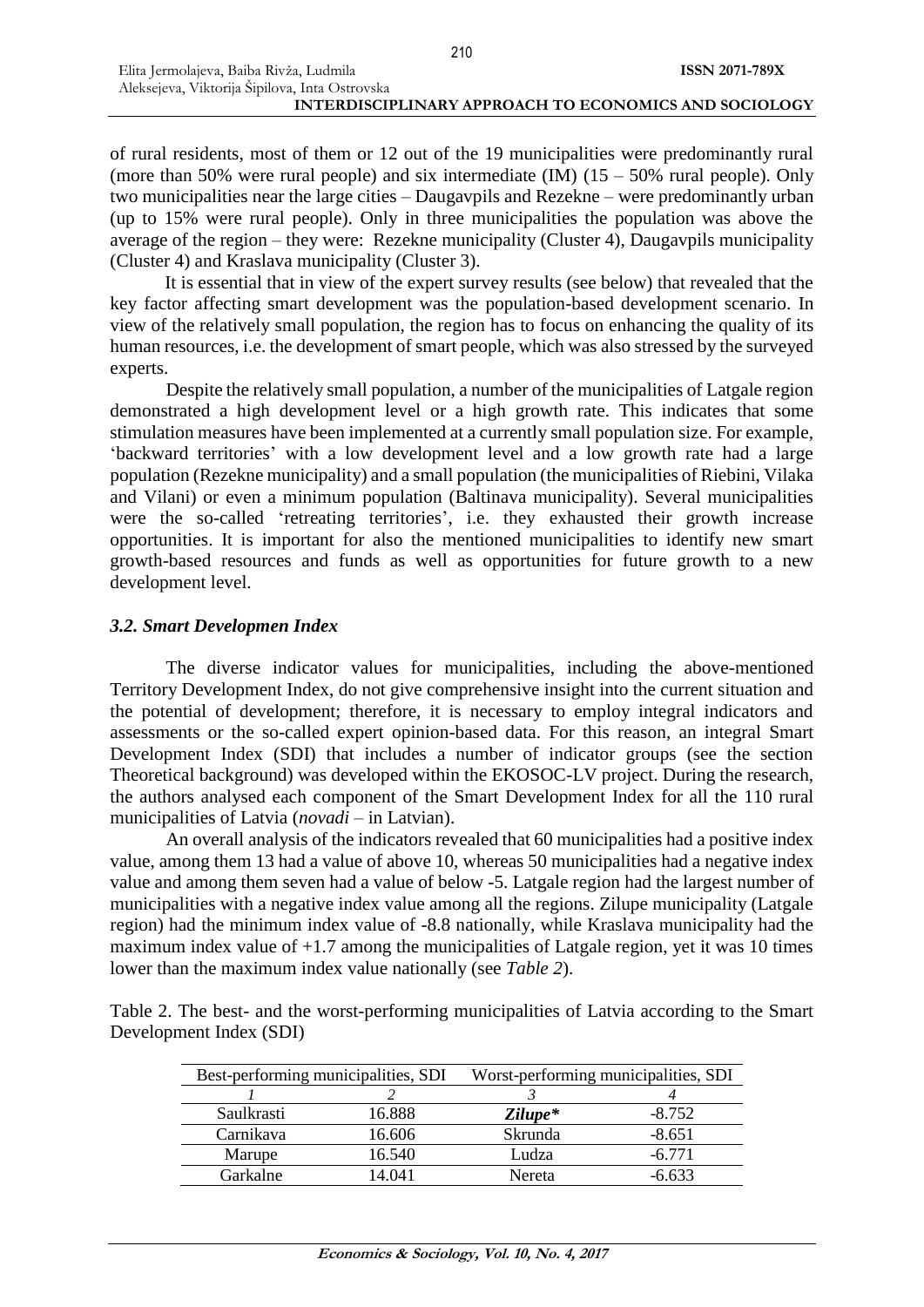of rural residents, most of them or 12 out of the 19 municipalities were predominantly rural (more than 50% were rural people) and six intermediate (IM) (15 – 50% rural people). Only two municipalities near the large cities – Daugavpils and Rezekne – were predominantly urban (up to 15% were rural people). Only in three municipalities the population was above the average of the region – they were: Rezekne municipality (Cluster 4), Daugavpils municipality (Cluster 4) and Kraslava municipality (Cluster 3).

It is essential that in view of the expert survey results (see below) that revealed that the key factor affecting smart development was the population-based development scenario. In view of the relatively small population, the region has to focus on enhancing the quality of its human resources, i.e. the development of smart people, which was also stressed by the surveyed experts.

Despite the relatively small population, a number of the municipalities of Latgale region demonstrated a high development level or a high growth rate. This indicates that some stimulation measures have been implemented at a currently small population size. For example, 'backward territories' with a low development level and a low growth rate had a large population (Rezekne municipality) and a small population (the municipalities of Riebini, Vilaka and Vilani) or even a minimum population (Baltinava municipality). Several municipalities were the so-called 'retreating territories', i.e. they exhausted their growth increase opportunities. It is important for also the mentioned municipalities to identify new smart growth-based resources and funds as well as opportunities for future growth to a new development level.

### *3.2. Smart Developmen Index*

The diverse indicator values for municipalities, including the above-mentioned Territory Development Index, do not give comprehensive insight into the current situation and the potential of development; therefore, it is necessary to employ integral indicators and assessments or the so-called expert opinion-based data. For this reason, an integral Smart Development Index (SDI) that includes a number of indicator groups (see the section Theoretical background) was developed within the EKOSOC-LV project. During the research, the authors analysed each component of the Smart Development Index for all the 110 rural municipalities of Latvia (*novadi* – in Latvian).

An overall analysis of the indicators revealed that 60 municipalities had a positive index value, among them 13 had a value of above 10, whereas 50 municipalities had a negative index value and among them seven had a value of below -5. Latgale region had the largest number of municipalities with a negative index value among all the regions. Zilupe municipality (Latgale region) had the minimum index value of -8.8 nationally, while Kraslava municipality had the maximum index value of +1.7 among the municipalities of Latgale region, yet it was 10 times lower than the maximum index value nationally (see *Table 2*).

Table 2. The best- and the worst-performing municipalities of Latvia according to the Smart Development Index (SDI)

| Best-performing municipalities, SDI | | Worst-performing municipalities, SDI | |
|---|---|---|---|
| *1* | *2* | *3* | *4* |
| Saulkrasti | 16.888 | ***Zilupe**** | -8.752 |
| Carnikava | 16.606 | Skrunda | -8.651 |
| Marupe | 16.540 | Ludza | -6.771 |
| Garkalne | 14.041 | Nereta | -6.633 |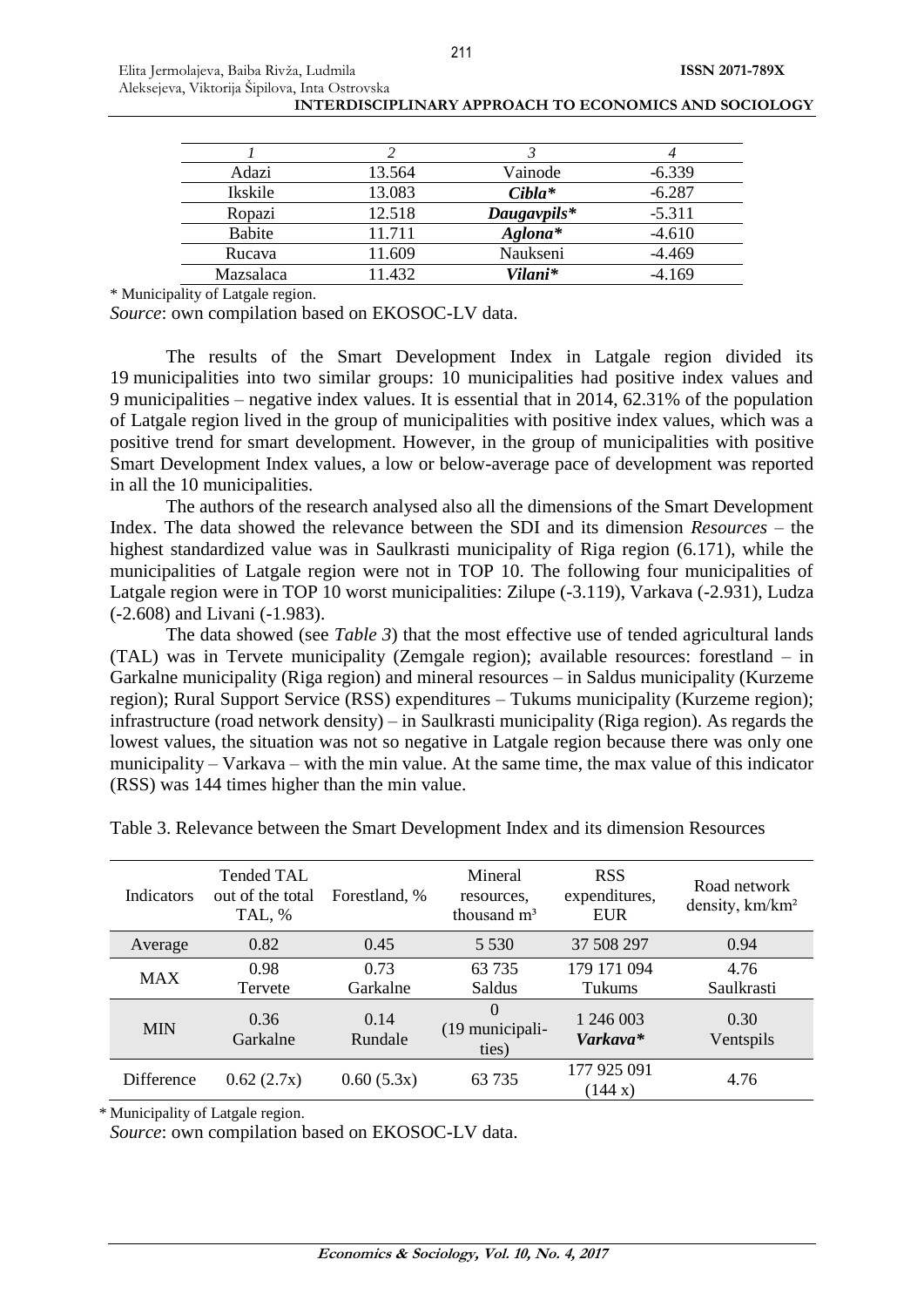| *1* | *2* | *3* | *4* |
|---|---|---|---|
| Adazi | 13.564 | Vainode | -6.339 |
| Ikskile | 13.083 | ***Cibla**** | -6.287 |
| Ropazi | 12.518 | ***Daugavpils**** | -5.311 |
| Babite | 11.711 | ***Aglona**** | -4.610 |
| Rucava | 11.609 | Naukseni | -4.469 |
| Mazsalaca | 11.432 | ***Vilani**** | -4.169 |

\* Municipality of Latgale region.

*Source*: own compilation based on EKOSOC-LV data.

The results of the Smart Development Index in Latgale region divided its 19 municipalities into two similar groups: 10 municipalities had positive index values and 9 municipalities – negative index values. It is essential that in 2014, 62.31% of the population of Latgale region lived in the group of municipalities with positive index values, which was a positive trend for smart development. However, in the group of municipalities with positive Smart Development Index values, a low or below-average pace of development was reported in all the 10 municipalities.

The authors of the research analysed also all the dimensions of the Smart Development Index. The data showed the relevance between the SDI and its dimension *Resources* – the highest standardized value was in Saulkrasti municipality of Riga region (6.171), while the municipalities of Latgale region were not in TOP 10. The following four municipalities of Latgale region were in TOP 10 worst municipalities: Zilupe (-3.119), Varkava (-2.931), Ludza (-2.608) and Livani (-1.983).

The data showed (see *Table 3*) that the most effective use of tended agricultural lands (TAL) was in Tervete municipality (Zemgale region); available resources: forestland – in Garkalne municipality (Riga region) and mineral resources – in Saldus municipality (Kurzeme region); Rural Support Service (RSS) expenditures – Tukums municipality (Kurzeme region); infrastructure (road network density) – in Saulkrasti municipality (Riga region). As regards the lowest values, the situation was not so negative in Latgale region because there was only one municipality – Varkava – with the min value. At the same time, the max value of this indicator (RSS) was 144 times higher than the min value.

Table 3. Relevance between the Smart Development Index and its dimension Resources

| Indicators | Tended TAL out of the total TAL, % | Forestland, % | Mineral resources, thousand m³ | RSS expenditures, EUR | Road network density, km/km² |
|---|---|---|---|---|---|
| Average | 0.82 | 0.45 | 5 530 | 37 508 297 | 0.94 |
| MAX | 0.98 Tervete | 0.73 Garkalne | 63 735 Saldus | 179 171 094 Tukums | 4.76 Saulkrasti |
| MIN | 0.36 Garkalne | 0.14 Rundale | 0 (19 municipalities) | 1 246 003 ***Varkava**** | 0.30 Ventspils |
| Difference | 0.62 (2.7x) | 0.60 (5.3x) | 63 735 | 177 925 091 (144 x) | 4.76 |

\* Municipality of Latgale region.

*Source*: own compilation based on EKOSOC-LV data.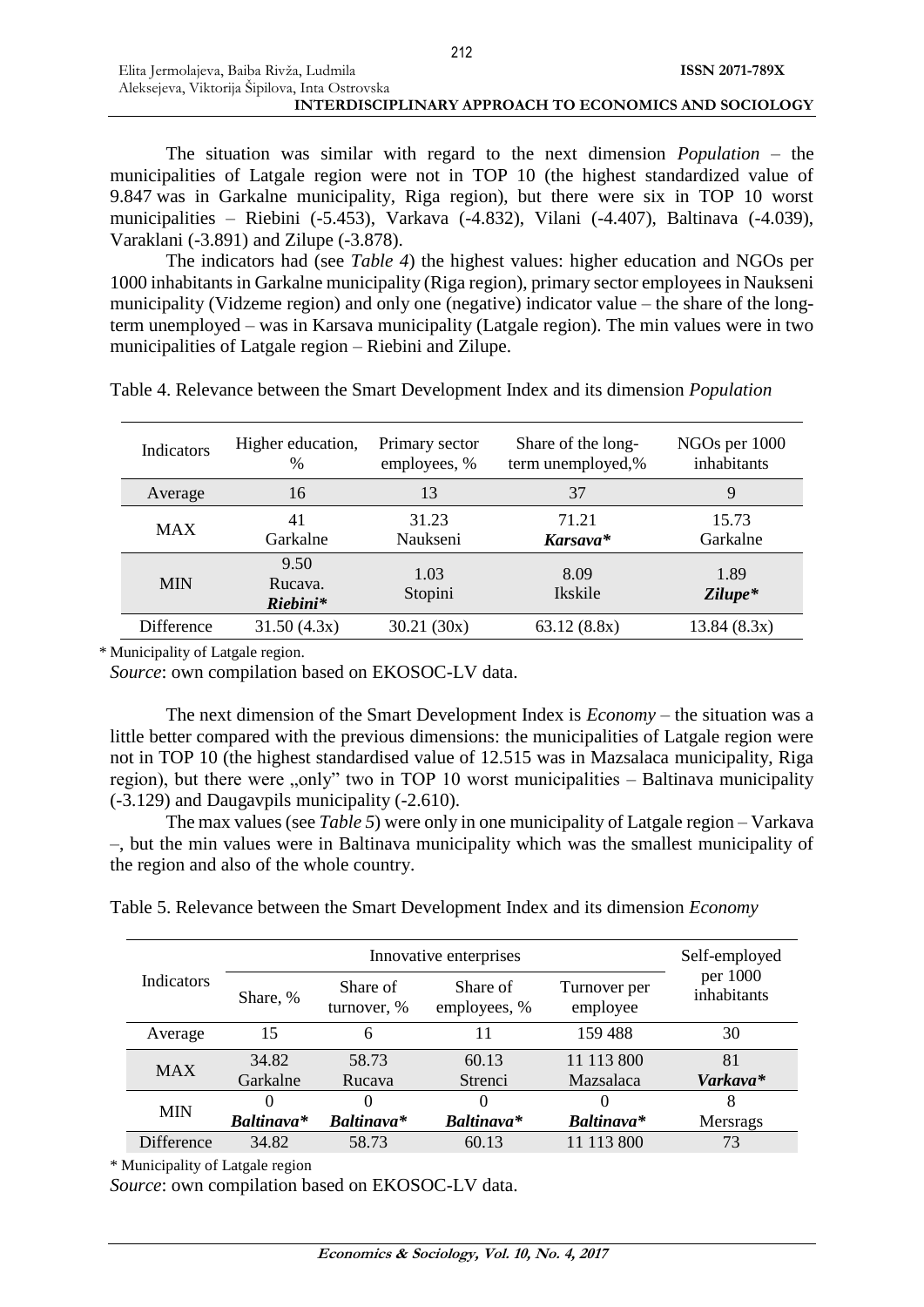The situation was similar with regard to the next dimension *Population* – the municipalities of Latgale region were not in TOP 10 (the highest standardized value of 9.847 was in Garkalne municipality, Riga region), but there were six in TOP 10 worst municipalities – Riebini (-5.453), Varkava (-4.832), Vilani (-4.407), Baltinava (-4.039), Varaklani (-3.891) and Zilupe (-3.878).

The indicators had (see *Table 4*) the highest values: higher education and NGOs per 1000 inhabitants in Garkalne municipality (Riga region), primary sector employees in Naukseni municipality (Vidzeme region) and only one (negative) indicator value – the share of the long-term unemployed – was in Karsava municipality (Latgale region). The min values were in two municipalities of Latgale region – Riebini and Zilupe.

Table 4. Relevance between the Smart Development Index and its dimension *Population*

| Indicators | Higher education, % | Primary sector employees, % | Share of the long-term unemployed,% | NGOs per 1000 inhabitants |
|---|---|---|---|---|
| Average | 16 | 13 | 37 | 9 |
| MAX | 41<br>Garkalne | 31.23<br>Naukseni | 71.21<br>***Karsava**** | 15.73<br>Garkalne |
| MIN | 9.50<br>Rucava.<br>***Riebini**** | 1.03<br>Stopini | 8.09<br>Ikskile | 1.89<br>***Zilupe**** |
| Difference | 31.50 (4.3x) | 30.21 (30x) | 63.12 (8.8x) | 13.84 (8.3x) |

\* Municipality of Latgale region.

*Source*: own compilation based on EKOSOC-LV data.

The next dimension of the Smart Development Index is *Economy* – the situation was a little better compared with the previous dimensions: the municipalities of Latgale region were not in TOP 10 (the highest standardised value of 12.515 was in Mazsalaca municipality, Riga region), but there were „only" two in TOP 10 worst municipalities – Baltinava municipality (-3.129) and Daugavpils municipality (-2.610).

The max values (see *Table 5*) were only in one municipality of Latgale region – Varkava –, but the min values were in Baltinava municipality which was the smallest municipality of the region and also of the whole country.

Table 5. Relevance between the Smart Development Index and its dimension *Economy*

| Indicators | Innovative enterprises | | | | Self-employed per 1000 inhabitants |
|---|---|---|---|---|---|
| | Share, % | Share of turnover, % | Share of employees, % | Turnover per employee | |
| Average | 15 | 6 | 11 | 159 488 | 30 |
| MAX | 34.82<br>Garkalne | 58.73<br>Rucava | 60.13<br>Strenci | 11 113 800<br>Mazsalaca | 81<br>***Varkava**** |
| MIN | 0<br>***Baltinava**** | 0<br>***Baltinava**** | 0<br>***Baltinava**** | 0<br>***Baltinava**** | 8<br>Mersrags |
| Difference | 34.82 | 58.73 | 60.13 | 11 113 800 | 73 |

\* Municipality of Latgale region

*Source*: own compilation based on EKOSOC-LV data.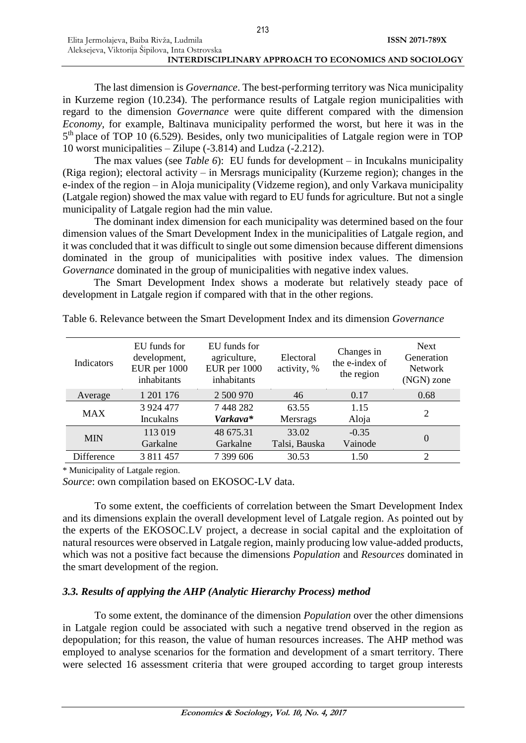The last dimension is *Governance*. The best-performing territory was Nica municipality in Kurzeme region (10.234). The performance results of Latgale region municipalities with regard to the dimension *Governance* were quite different compared with the dimension *Economy*, for example, Baltinava municipality performed the worst, but here it was in the 5th place of TOP 10 (6.529). Besides, only two municipalities of Latgale region were in TOP 10 worst municipalities – Zilupe (-3.814) and Ludza (-2.212).

The max values (see *Table 6*): EU funds for development – in Incukalns municipality (Riga region); electoral activity – in Mersrags municipality (Kurzeme region); changes in the e-index of the region – in Aloja municipality (Vidzeme region), and only Varkava municipality (Latgale region) showed the max value with regard to EU funds for agriculture. But not a single municipality of Latgale region had the min value.

The dominant index dimension for each municipality was determined based on the four dimension values of the Smart Development Index in the municipalities of Latgale region, and it was concluded that it was difficult to single out some dimension because different dimensions dominated in the group of municipalities with positive index values. The dimension *Governance* dominated in the group of municipalities with negative index values.

The Smart Development Index shows a moderate but relatively steady pace of development in Latgale region if compared with that in the other regions.

Table 6. Relevance between the Smart Development Index and its dimension *Governance*

| Indicators | EU funds for development, EUR per 1000 inhabitants | EU funds for agriculture, EUR per 1000 inhabitants | Electoral activity, % | Changes in the e-index of the region | Next Generation Network (NGN) zone |
|---|---|---|---|---|---|
| Average | 1 201 176 | 2 500 970 | 46 | 0.17 | 0.68 |
| MAX | 3 924 477 Incukalns | 7 448 282 ***Varkava**** | 63.55 Mersrags | 1.15 Aloja | 2 |
| MIN | 113 019 Garkalne | 48 675.31 Garkalne | 33.02 Talsi, Bauska | -0.35 Vainode | 0 |
| Difference | 3 811 457 | 7 399 606 | 30.53 | 1.50 | 2 |

\* Municipality of Latgale region.

*Source*: own compilation based on EKOSOC-LV data.

To some extent, the coefficients of correlation between the Smart Development Index and its dimensions explain the overall development level of Latgale region. As pointed out by the experts of the EKOSOC.LV project, a decrease in social capital and the exploitation of natural resources were observed in Latgale region, mainly producing low value-added products, which was not a positive fact because the dimensions *Population* and *Resources* dominated in the smart development of the region.

### *3.3. Results of applying the AHP (Analytic Hierarchy Process) method*

To some extent, the dominance of the dimension *Population* over the other dimensions in Latgale region could be associated with such a negative trend observed in the region as depopulation; for this reason, the value of human resources increases. The AHP method was employed to analyse scenarios for the formation and development of a smart territory. There were selected 16 assessment criteria that were grouped according to target group interests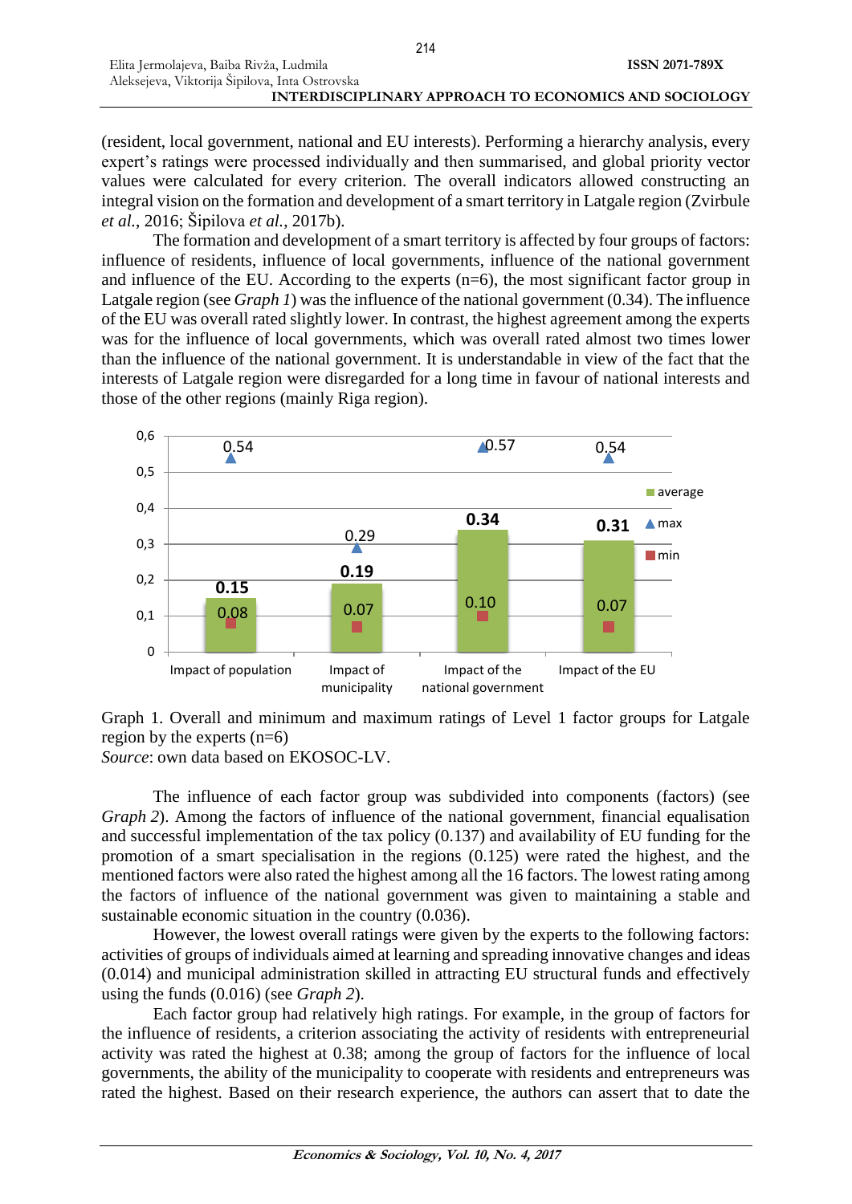(resident, local government, national and EU interests). Performing a hierarchy analysis, every expert's ratings were processed individually and then summarised, and global priority vector values were calculated for every criterion. The overall indicators allowed constructing an integral vision on the formation and development of a smart territory in Latgale region (Zvirbule *et al.*, 2016; Šipilova *et al.*, 2017b).

The formation and development of a smart territory is affected by four groups of factors: influence of residents, influence of local governments, influence of the national government and influence of the EU. According to the experts (n=6), the most significant factor group in Latgale region (see *Graph 1*) was the influence of the national government (0.34). The influence of the EU was overall rated slightly lower. In contrast, the highest agreement among the experts was for the influence of local governments, which was overall rated almost two times lower than the influence of the national government. It is understandable in view of the fact that the interests of Latgale region were disregarded for a long time in favour of national interests and those of the other regions (mainly Riga region).

| | Impact of population | Impact of municipality | Impact of the national government | Impact of the EU |
|---|---|---|---|---|
| average | 0.15 | 0.19 | 0.34 | 0.31 |
| max | 0.54 | 0.29 | 0.57 | 0.54 |
| min | 0.08 | 0.07 | 0.10 | 0.07 |

Graph 1. Overall and minimum and maximum ratings of Level 1 factor groups for Latgale region by the experts (n=6)
*Source*: own data based on EKOSOC-LV.

The influence of each factor group was subdivided into components (factors) (see *Graph 2*). Among the factors of influence of the national government, financial equalisation and successful implementation of the tax policy (0.137) and availability of EU funding for the promotion of a smart specialisation in the regions (0.125) were rated the highest, and the mentioned factors were also rated the highest among all the 16 factors. The lowest rating among the factors of influence of the national government was given to maintaining a stable and sustainable economic situation in the country (0.036).

However, the lowest overall ratings were given by the experts to the following factors: activities of groups of individuals aimed at learning and spreading innovative changes and ideas (0.014) and municipal administration skilled in attracting EU structural funds and effectively using the funds (0.016) (see *Graph 2*).

Each factor group had relatively high ratings. For example, in the group of factors for the influence of residents, a criterion associating the activity of residents with entrepreneurial activity was rated the highest at 0.38; among the group of factors for the influence of local governments, the ability of the municipality to cooperate with residents and entrepreneurs was rated the highest. Based on their research experience, the authors can assert that to date the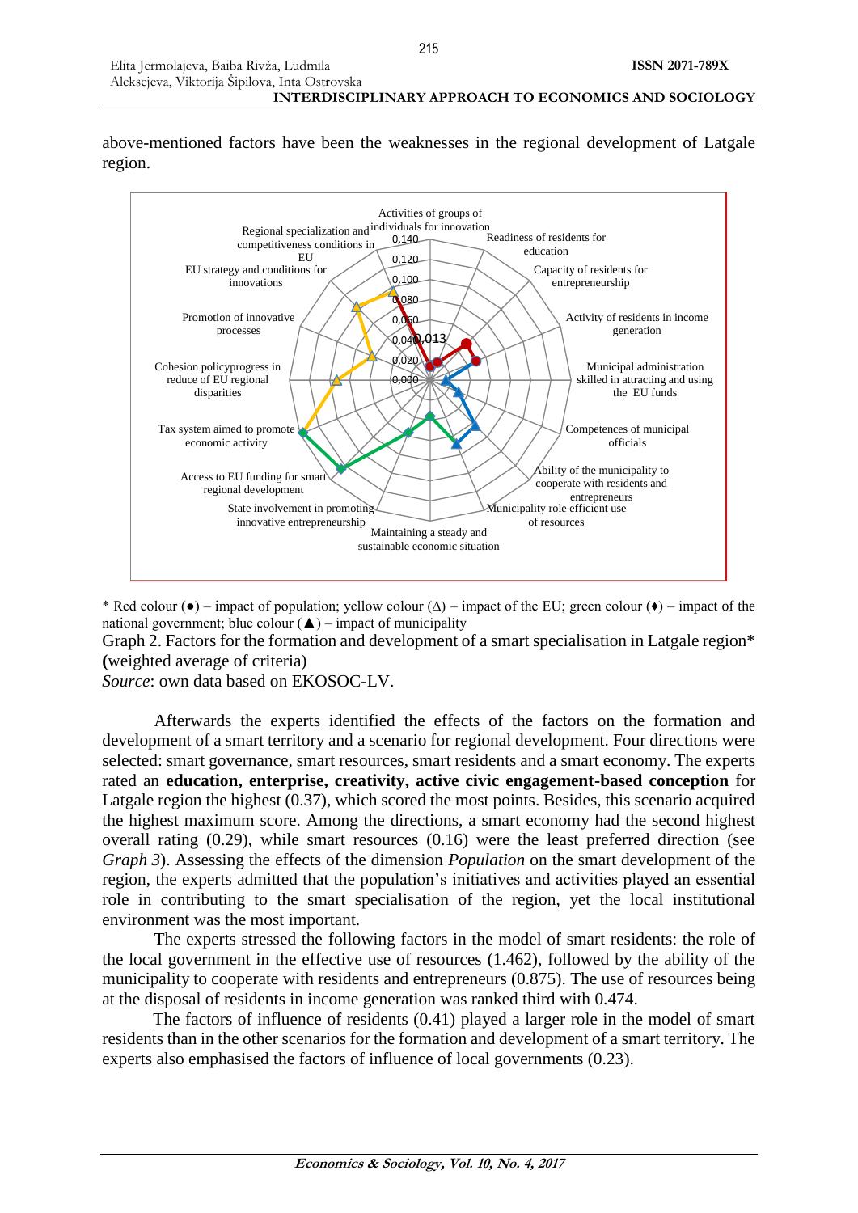above-mentioned factors have been the weaknesses in the regional development of Latgale region.

\* Red colour (●) – impact of population; yellow colour (Δ) – impact of the EU; green colour (♦) – impact of the national government; blue colour (▲) – impact of municipality

Graph 2. Factors for the formation and development of a smart specialisation in Latgale region\* **(**weighted average of criteria)

*Source*: own data based on EKOSOC-LV.

Afterwards the experts identified the effects of the factors on the formation and development of a smart territory and a scenario for regional development. Four directions were selected: smart governance, smart resources, smart residents and a smart economy. The experts rated an **education, enterprise, creativity, active civic engagement-based conception** for Latgale region the highest (0.37), which scored the most points. Besides, this scenario acquired the highest maximum score. Among the directions, a smart economy had the second highest overall rating (0.29), while smart resources (0.16) were the least preferred direction (see *Graph 3*). Assessing the effects of the dimension *Population* on the smart development of the region, the experts admitted that the population's initiatives and activities played an essential role in contributing to the smart specialisation of the region, yet the local institutional environment was the most important.

The experts stressed the following factors in the model of smart residents: the role of the local government in the effective use of resources (1.462), followed by the ability of the municipality to cooperate with residents and entrepreneurs (0.875). The use of resources being at the disposal of residents in income generation was ranked third with 0.474.

The factors of influence of residents (0.41) played a larger role in the model of smart residents than in the other scenarios for the formation and development of a smart territory. The experts also emphasised the factors of influence of local governments (0.23).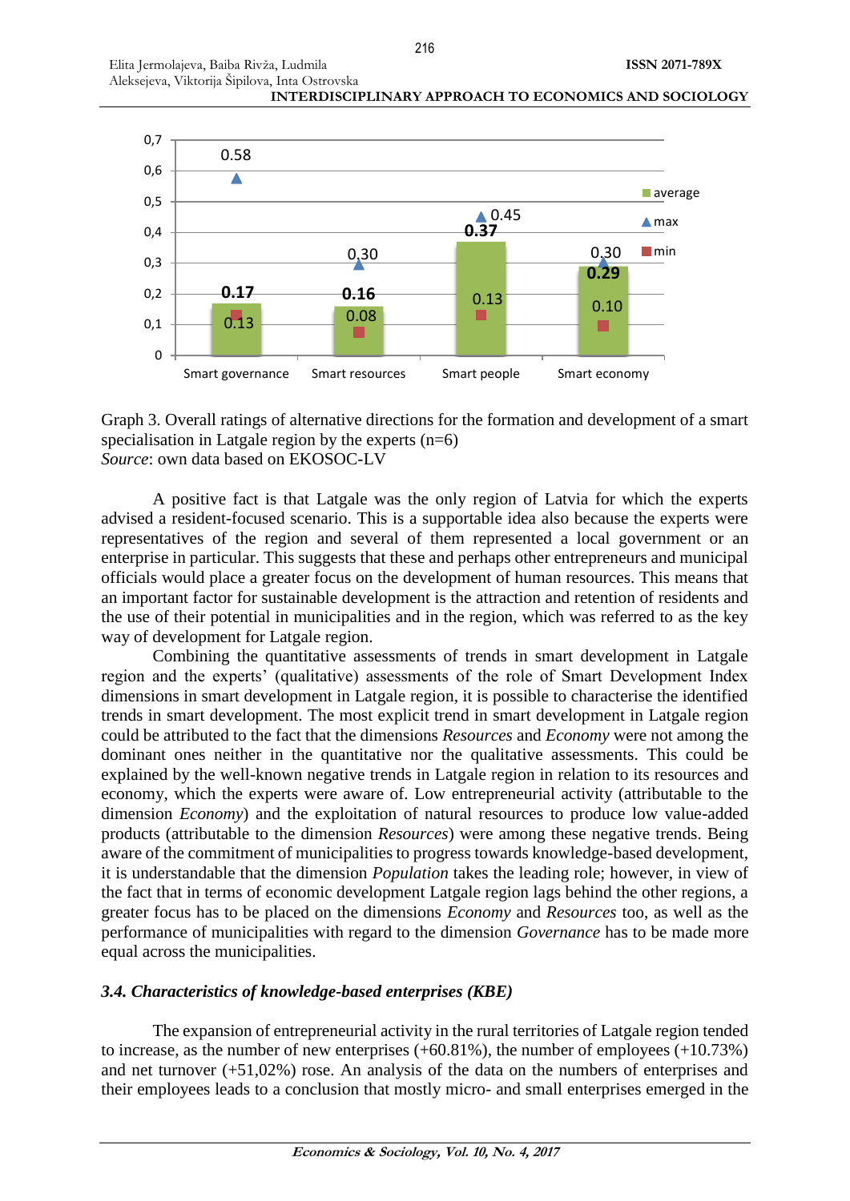Graph 3. Overall ratings of alternative directions for the formation and development of a smart specialisation in Latgale region by the experts (n=6)
*Source*: own data based on EKOSOC-LV

A positive fact is that Latgale was the only region of Latvia for which the experts advised a resident-focused scenario. This is a supportable idea also because the experts were representatives of the region and several of them represented a local government or an enterprise in particular. This suggests that these and perhaps other entrepreneurs and municipal officials would place a greater focus on the development of human resources. This means that an important factor for sustainable development is the attraction and retention of residents and the use of their potential in municipalities and in the region, which was referred to as the key way of development for Latgale region.

Combining the quantitative assessments of trends in smart development in Latgale region and the experts' (qualitative) assessments of the role of Smart Development Index dimensions in smart development in Latgale region, it is possible to characterise the identified trends in smart development. The most explicit trend in smart development in Latgale region could be attributed to the fact that the dimensions *Resources* and *Economy* were not among the dominant ones neither in the quantitative nor the qualitative assessments. This could be explained by the well-known negative trends in Latgale region in relation to its resources and economy, which the experts were aware of. Low entrepreneurial activity (attributable to the dimension *Economy*) and the exploitation of natural resources to produce low value-added products (attributable to the dimension *Resources*) were among these negative trends. Being aware of the commitment of municipalities to progress towards knowledge-based development, it is understandable that the dimension *Population* takes the leading role; however, in view of the fact that in terms of economic development Latgale region lags behind the other regions, a greater focus has to be placed on the dimensions *Economy* and *Resources* too, as well as the performance of municipalities with regard to the dimension *Governance* has to be made more equal across the municipalities.

### *3.4. Characteristics of knowledge-based enterprises (KBE)*

The expansion of entrepreneurial activity in the rural territories of Latgale region tended to increase, as the number of new enterprises (+60.81%), the number of employees (+10.73%) and net turnover (+51,02%) rose. An analysis of the data on the numbers of enterprises and their employees leads to a conclusion that mostly micro- and small enterprises emerged in the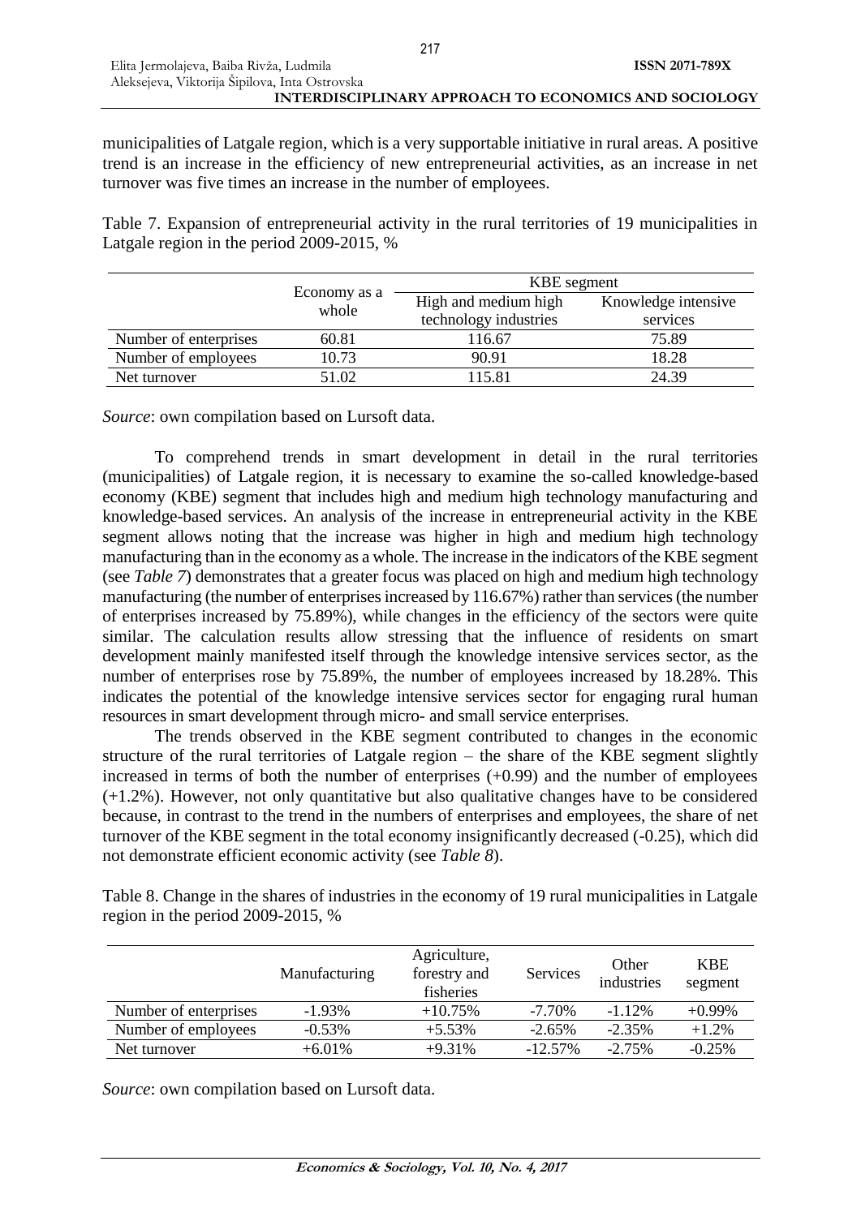municipalities of Latgale region, which is a very supportable initiative in rural areas. A positive trend is an increase in the efficiency of new entrepreneurial activities, as an increase in net turnover was five times an increase in the number of employees.

Table 7. Expansion of entrepreneurial activity in the rural territories of 19 municipalities in Latgale region in the period 2009-2015, %

| | Economy as a whole | KBE segment | |
|---|---|---|---|
| | | High and medium high technology industries | Knowledge intensive services |
| Number of enterprises | 60.81 | 116.67 | 75.89 |
| Number of employees | 10.73 | 90.91 | 18.28 |
| Net turnover | 51.02 | 115.81 | 24.39 |

*Source*: own compilation based on Lursoft data.

To comprehend trends in smart development in detail in the rural territories (municipalities) of Latgale region, it is necessary to examine the so-called knowledge-based economy (KBE) segment that includes high and medium high technology manufacturing and knowledge-based services. An analysis of the increase in entrepreneurial activity in the KBE segment allows noting that the increase was higher in high and medium high technology manufacturing than in the economy as a whole. The increase in the indicators of the KBE segment (see *Table 7*) demonstrates that a greater focus was placed on high and medium high technology manufacturing (the number of enterprises increased by 116.67%) rather than services (the number of enterprises increased by 75.89%), while changes in the efficiency of the sectors were quite similar. The calculation results allow stressing that the influence of residents on smart development mainly manifested itself through the knowledge intensive services sector, as the number of enterprises rose by 75.89%, the number of employees increased by 18.28%. This indicates the potential of the knowledge intensive services sector for engaging rural human resources in smart development through micro- and small service enterprises.

The trends observed in the KBE segment contributed to changes in the economic structure of the rural territories of Latgale region – the share of the KBE segment slightly increased in terms of both the number of enterprises (+0.99) and the number of employees (+1.2%). However, not only quantitative but also qualitative changes have to be considered because, in contrast to the trend in the numbers of enterprises and employees, the share of net turnover of the KBE segment in the total economy insignificantly decreased (-0.25), which did not demonstrate efficient economic activity (see *Table 8*).

Table 8. Change in the shares of industries in the economy of 19 rural municipalities in Latgale region in the period 2009-2015, %

| | Manufacturing | Agriculture, forestry and fisheries | Services | Other industries | KBE segment |
|---|---|---|---|---|---|
| Number of enterprises | -1.93% | +10.75% | -7.70% | -1.12% | +0.99% |
| Number of employees | -0.53% | +5.53% | -2.65% | -2.35% | +1.2% |
| Net turnover | +6.01% | +9.31% | -12.57% | -2.75% | -0.25% |

*Source*: own compilation based on Lursoft data.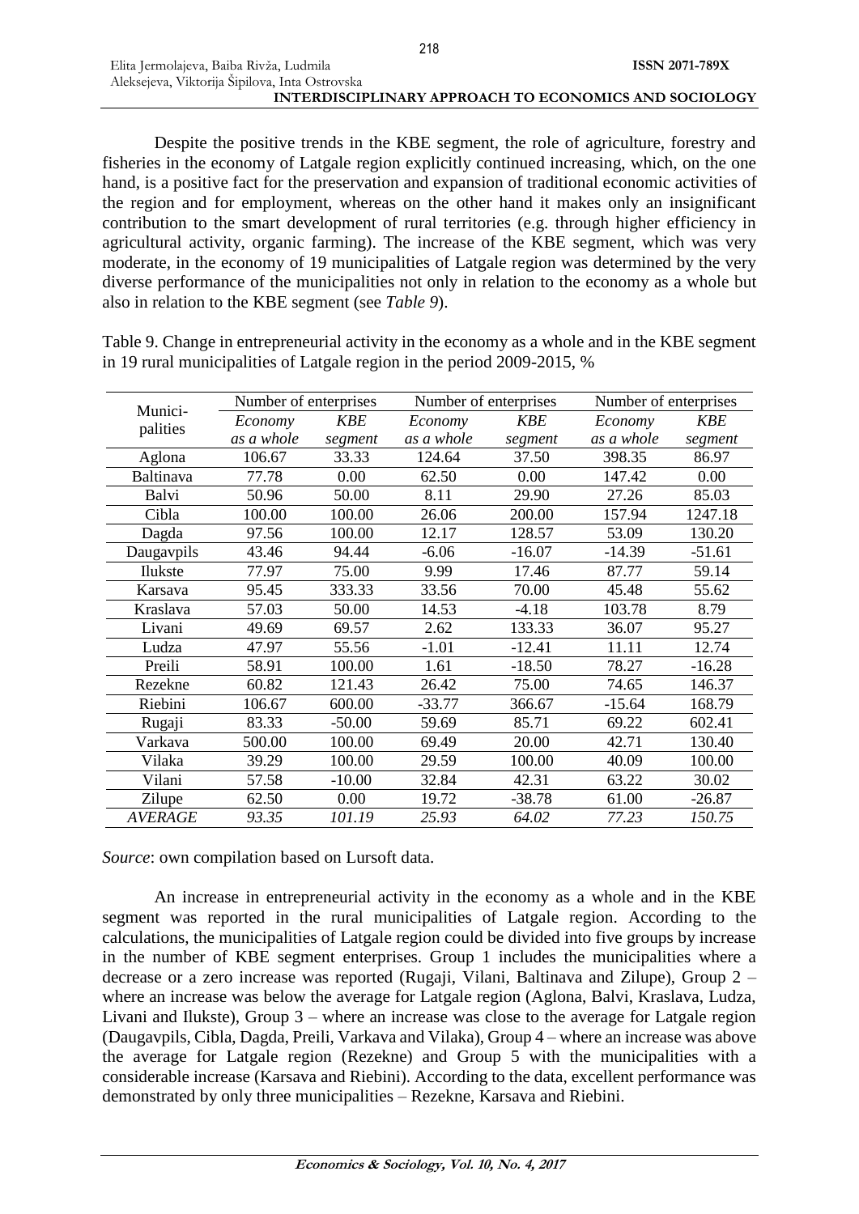Despite the positive trends in the KBE segment, the role of agriculture, forestry and fisheries in the economy of Latgale region explicitly continued increasing, which, on the one hand, is a positive fact for the preservation and expansion of traditional economic activities of the region and for employment, whereas on the other hand it makes only an insignificant contribution to the smart development of rural territories (e.g. through higher efficiency in agricultural activity, organic farming). The increase of the KBE segment, which was very moderate, in the economy of 19 municipalities of Latgale region was determined by the very diverse performance of the municipalities not only in relation to the economy as a whole but also in relation to the KBE segment (see *Table 9*).

Table 9. Change in entrepreneurial activity in the economy as a whole and in the KBE segment in 19 rural municipalities of Latgale region in the period 2009-2015, %

| Municipalities | Number of enterprises | | Number of enterprises | | Number of enterprises | |
|---|---|---|---|---|---|---|
| | *Economy as a whole* | *KBE segment* | *Economy as a whole* | *KBE segment* | *Economy as a whole* | *KBE segment* |
| Aglona | 106.67 | 33.33 | 124.64 | 37.50 | 398.35 | 86.97 |
| Baltinava | 77.78 | 0.00 | 62.50 | 0.00 | 147.42 | 0.00 |
| Balvi | 50.96 | 50.00 | 8.11 | 29.90 | 27.26 | 85.03 |
| Cibla | 100.00 | 100.00 | 26.06 | 200.00 | 157.94 | 1247.18 |
| Dagda | 97.56 | 100.00 | 12.17 | 128.57 | 53.09 | 130.20 |
| Daugavpils | 43.46 | 94.44 | -6.06 | -16.07 | -14.39 | -51.61 |
| Ilukste | 77.97 | 75.00 | 9.99 | 17.46 | 87.77 | 59.14 |
| Karsava | 95.45 | 333.33 | 33.56 | 70.00 | 45.48 | 55.62 |
| Kraslava | 57.03 | 50.00 | 14.53 | -4.18 | 103.78 | 8.79 |
| Livani | 49.69 | 69.57 | 2.62 | 133.33 | 36.07 | 95.27 |
| Ludza | 47.97 | 55.56 | -1.01 | -12.41 | 11.11 | 12.74 |
| Preili | 58.91 | 100.00 | 1.61 | -18.50 | 78.27 | -16.28 |
| Rezekne | 60.82 | 121.43 | 26.42 | 75.00 | 74.65 | 146.37 |
| Riebini | 106.67 | 600.00 | -33.77 | 366.67 | -15.64 | 168.79 |
| Rugaji | 83.33 | -50.00 | 59.69 | 85.71 | 69.22 | 602.41 |
| Varkava | 500.00 | 100.00 | 69.49 | 20.00 | 42.71 | 130.40 |
| Vilaka | 39.29 | 100.00 | 29.59 | 100.00 | 40.09 | 100.00 |
| Vilani | 57.58 | -10.00 | 32.84 | 42.31 | 63.22 | 30.02 |
| Zilupe | 62.50 | 0.00 | 19.72 | -38.78 | 61.00 | -26.87 |
| *AVERAGE* | *93.35* | *101.19* | *25.93* | *64.02* | *77.23* | *150.75* |

*Source*: own compilation based on Lursoft data.

An increase in entrepreneurial activity in the economy as a whole and in the KBE segment was reported in the rural municipalities of Latgale region. According to the calculations, the municipalities of Latgale region could be divided into five groups by increase in the number of KBE segment enterprises. Group 1 includes the municipalities where a decrease or a zero increase was reported (Rugaji, Vilani, Baltinava and Zilupe), Group 2 – where an increase was below the average for Latgale region (Aglona, Balvi, Kraslava, Ludza, Livani and Ilukste), Group 3 – where an increase was close to the average for Latgale region (Daugavpils, Cibla, Dagda, Preili, Varkava and Vilaka), Group 4 – where an increase was above the average for Latgale region (Rezekne) and Group 5 with the municipalities with a considerable increase (Karsava and Riebini). According to the data, excellent performance was demonstrated by only three municipalities – Rezekne, Karsava and Riebini.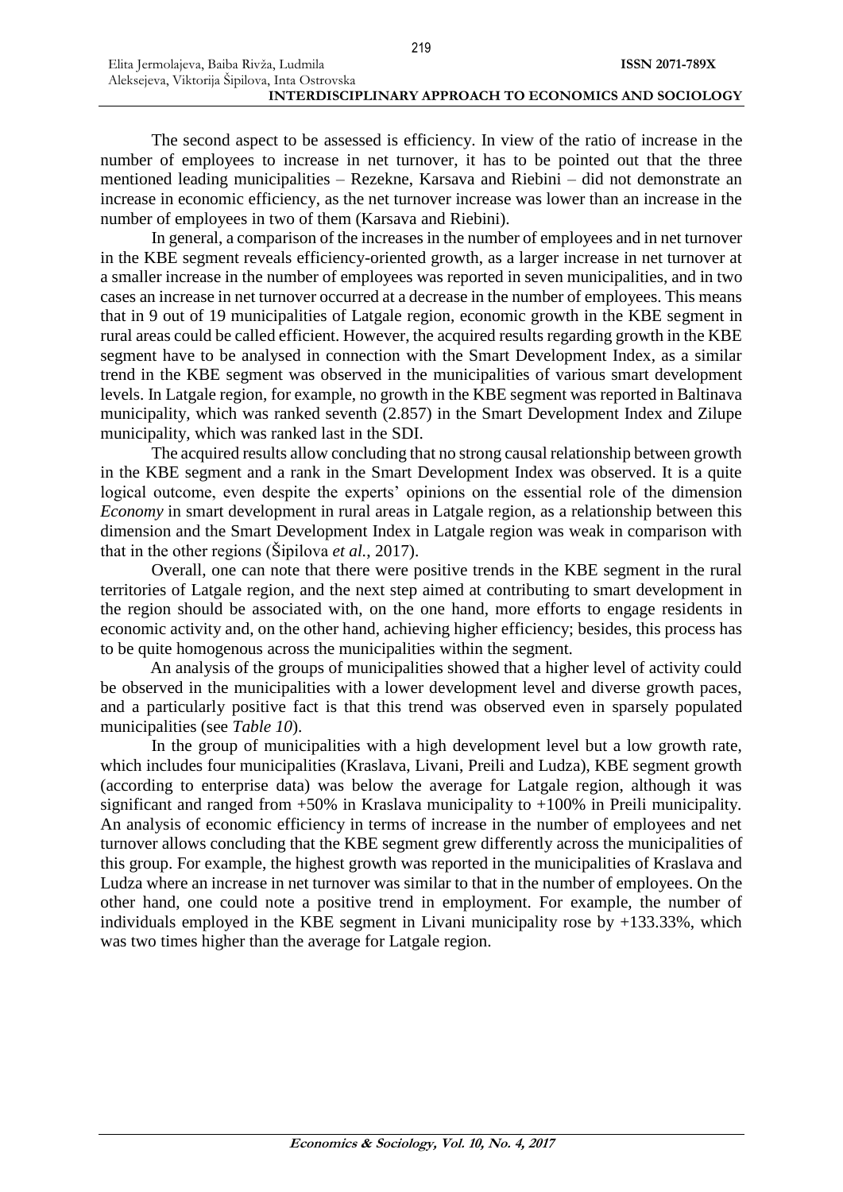The second aspect to be assessed is efficiency. In view of the ratio of increase in the number of employees to increase in net turnover, it has to be pointed out that the three mentioned leading municipalities – Rezekne, Karsava and Riebini – did not demonstrate an increase in economic efficiency, as the net turnover increase was lower than an increase in the number of employees in two of them (Karsava and Riebini).

In general, a comparison of the increases in the number of employees and in net turnover in the KBE segment reveals efficiency-oriented growth, as a larger increase in net turnover at a smaller increase in the number of employees was reported in seven municipalities, and in two cases an increase in net turnover occurred at a decrease in the number of employees. This means that in 9 out of 19 municipalities of Latgale region, economic growth in the KBE segment in rural areas could be called efficient. However, the acquired results regarding growth in the KBE segment have to be analysed in connection with the Smart Development Index, as a similar trend in the KBE segment was observed in the municipalities of various smart development levels. In Latgale region, for example, no growth in the KBE segment was reported in Baltinava municipality, which was ranked seventh (2.857) in the Smart Development Index and Zilupe municipality, which was ranked last in the SDI.

The acquired results allow concluding that no strong causal relationship between growth in the KBE segment and a rank in the Smart Development Index was observed. It is a quite logical outcome, even despite the experts' opinions on the essential role of the dimension *Economy* in smart development in rural areas in Latgale region, as a relationship between this dimension and the Smart Development Index in Latgale region was weak in comparison with that in the other regions (Šipilova *et al.*, 2017).

Overall, one can note that there were positive trends in the KBE segment in the rural territories of Latgale region, and the next step aimed at contributing to smart development in the region should be associated with, on the one hand, more efforts to engage residents in economic activity and, on the other hand, achieving higher efficiency; besides, this process has to be quite homogenous across the municipalities within the segment.

An analysis of the groups of municipalities showed that a higher level of activity could be observed in the municipalities with a lower development level and diverse growth paces, and a particularly positive fact is that this trend was observed even in sparsely populated municipalities (see *Table 10*).

In the group of municipalities with a high development level but a low growth rate, which includes four municipalities (Kraslava, Livani, Preili and Ludza), KBE segment growth (according to enterprise data) was below the average for Latgale region, although it was significant and ranged from +50% in Kraslava municipality to +100% in Preili municipality. An analysis of economic efficiency in terms of increase in the number of employees and net turnover allows concluding that the KBE segment grew differently across the municipalities of this group. For example, the highest growth was reported in the municipalities of Kraslava and Ludza where an increase in net turnover was similar to that in the number of employees. On the other hand, one could note a positive trend in employment. For example, the number of individuals employed in the KBE segment in Livani municipality rose by +133.33%, which was two times higher than the average for Latgale region.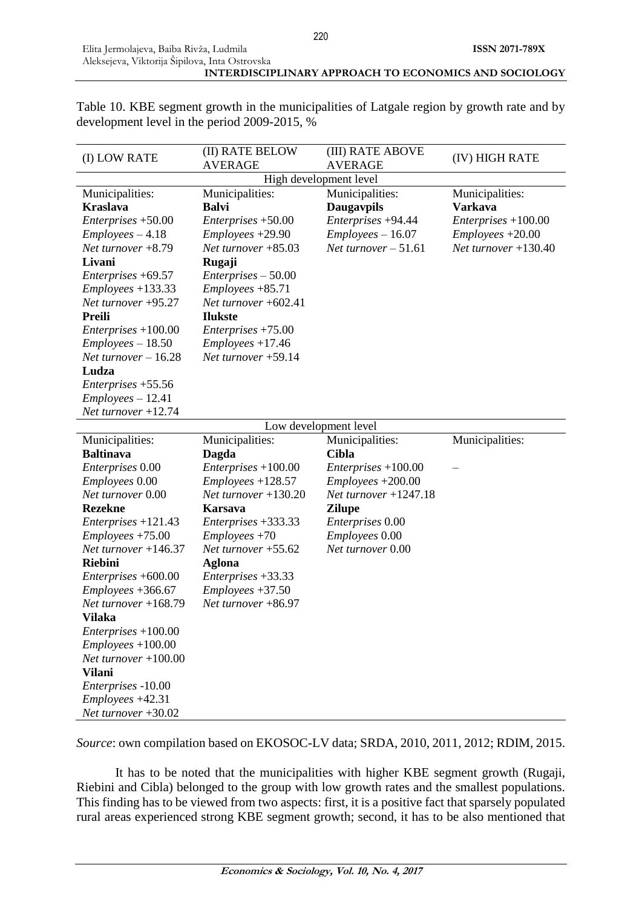Table 10. KBE segment growth in the municipalities of Latgale region by growth rate and by development level in the period 2009-2015, %

| (I) LOW RATE | (II) RATE BELOW AVERAGE | (III) RATE ABOVE AVERAGE | (IV) HIGH RATE |
|---|---|---|---|
| High development level | | | |
| Municipalities:<br>**Kraslava**<br>*Enterprises* +50.00<br>*Employees* – 4.18<br>*Net turnover* +8.79<br>**Livani**<br>*Enterprises* +69.57<br>*Employees* +133.33<br>*Net turnover* +95.27<br>**Preili**<br>*Enterprises* +100.00<br>*Employees* – 18.50<br>*Net turnover* – 16.28<br>**Ludza**<br>*Enterprises* +55.56<br>*Employees* – 12.41<br>*Net turnover* +12.74 | Municipalities:<br>**Balvi**<br>*Enterprises* +50.00<br>*Employees* +29.90<br>*Net turnover* +85.03<br>**Rugaji**<br>*Enterprises* – 50.00<br>*Employees* +85.71<br>*Net turnover* +602.41<br>**Ilukste**<br>*Enterprises* +75.00<br>*Employees* +17.46<br>*Net turnover* +59.14 | Municipalities:<br>**Daugavpils**<br>*Enterprises* +94.44<br>*Employees* – 16.07<br>*Net turnover* – 51.61 | Municipalities:<br>**Varkava**<br>*Enterprises* +100.00<br>*Employees* +20.00<br>*Net turnover* +130.40 |
| Low development level | | | |
| Municipalities:<br>**Baltinava**<br>*Enterprises* 0.00<br>*Employees* 0.00<br>*Net turnover* 0.00<br>**Rezekne**<br>*Enterprises* +121.43<br>*Employees* +75.00<br>*Net turnover* +146.37<br>**Riebini**<br>*Enterprises* +600.00<br>*Employees* +366.67<br>*Net turnover* +168.79<br>**Vilaka**<br>*Enterprises* +100.00<br>*Employees* +100.00<br>*Net turnover* +100.00<br>**Vilani**<br>*Enterprises* -10.00<br>*Employees* +42.31<br>*Net turnover* +30.02 | Municipalities:<br>**Dagda**<br>*Enterprises* +100.00<br>*Employees* +128.57<br>*Net turnover* +130.20<br>**Karsava**<br>*Enterprises* +333.33<br>*Employees* +70<br>*Net turnover* +55.62<br>**Aglona**<br>*Enterprises* +33.33<br>*Employees* +37.50<br>*Net turnover* +86.97 | Municipalities:<br>**Cibla**<br>*Enterprises* +100.00<br>*Employees* +200.00<br>*Net turnover* +1247.18<br>**Zilupe**<br>*Enterprises* 0.00<br>*Employees* 0.00<br>*Net turnover* 0.00 | Municipalities:<br>– |

*Source*: own compilation based on EKOSOC-LV data; SRDA, 2010, 2011, 2012; RDIM, 2015.

It has to be noted that the municipalities with higher KBE segment growth (Rugaji, Riebini and Cibla) belonged to the group with low growth rates and the smallest populations. This finding has to be viewed from two aspects: first, it is a positive fact that sparsely populated rural areas experienced strong KBE segment growth; second, it has to be also mentioned that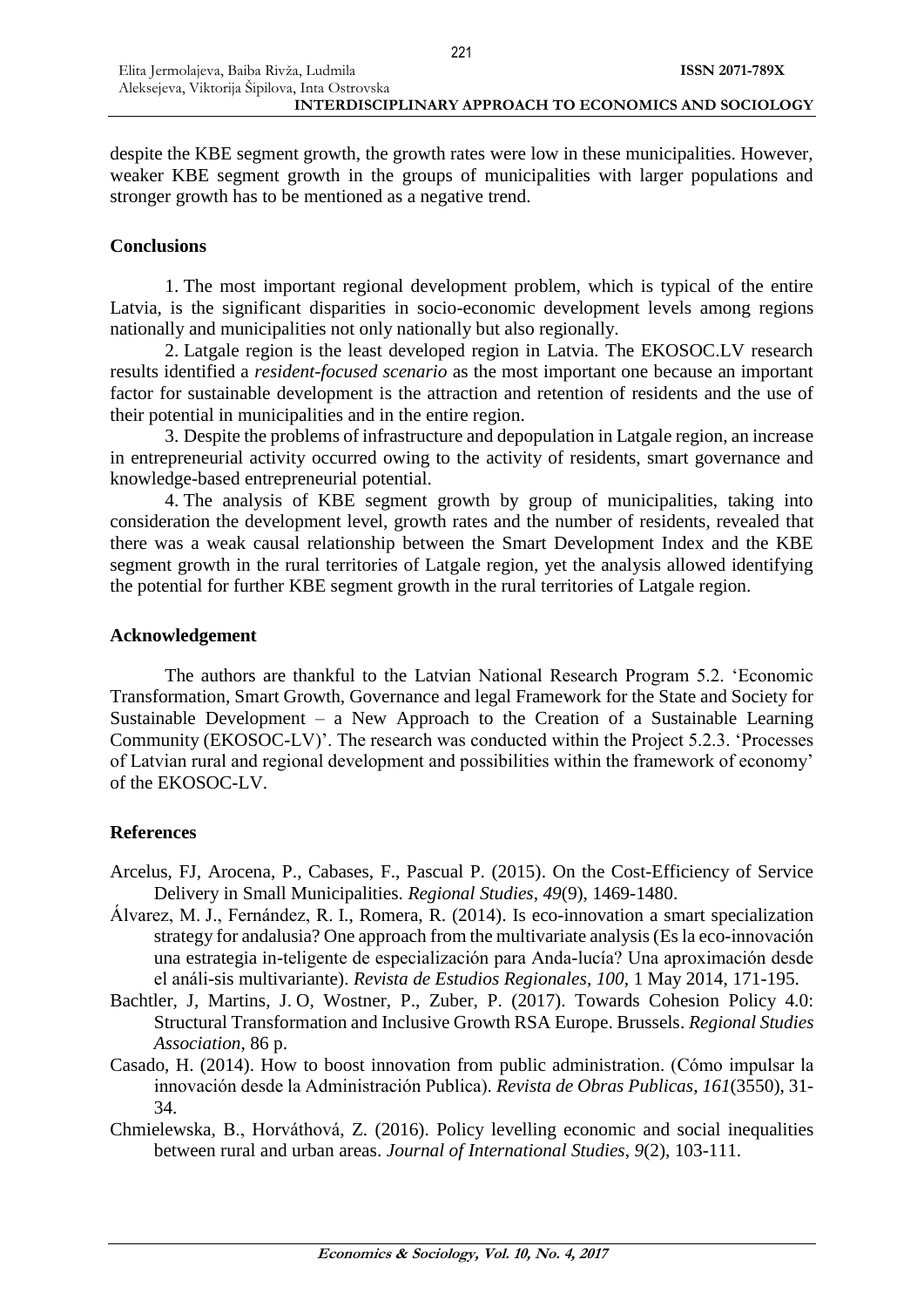despite the KBE segment growth, the growth rates were low in these municipalities. However, weaker KBE segment growth in the groups of municipalities with larger populations and stronger growth has to be mentioned as a negative trend.

## Conclusions

1. The most important regional development problem, which is typical of the entire Latvia, is the significant disparities in socio-economic development levels among regions nationally and municipalities not only nationally but also regionally.

2. Latgale region is the least developed region in Latvia. The EKOSOC.LV research results identified a *resident-focused scenario* as the most important one because an important factor for sustainable development is the attraction and retention of residents and the use of their potential in municipalities and in the entire region.

3. Despite the problems of infrastructure and depopulation in Latgale region, an increase in entrepreneurial activity occurred owing to the activity of residents, smart governance and knowledge-based entrepreneurial potential.

4. The analysis of KBE segment growth by group of municipalities, taking into consideration the development level, growth rates and the number of residents, revealed that there was a weak causal relationship between the Smart Development Index and the KBE segment growth in the rural territories of Latgale region, yet the analysis allowed identifying the potential for further KBE segment growth in the rural territories of Latgale region.

## Acknowledgement

The authors are thankful to the Latvian National Research Program 5.2. 'Economic Transformation, Smart Growth, Governance and legal Framework for the State and Society for Sustainable Development – a New Approach to the Creation of a Sustainable Learning Community (EKOSOC-LV)'. The research was conducted within the Project 5.2.3. 'Processes of Latvian rural and regional development and possibilities within the framework of economy' of the EKOSOC-LV.

## References

Arcelus, FJ, Arocena, P., Cabases, F., Pascual P. (2015). On the Cost-Efficiency of Service Delivery in Small Municipalities. *Regional Studies*, *49*(9), 1469-1480.

Álvarez, M. J., Fernández, R. I., Romera, R. (2014). Is eco-innovation a smart specialization strategy for andalusia? One approach from the multivariate analysis (Es la eco-innovación una estrategia in-teligente de especialización para Anda-lucía? Una aproximación desde el análi-sis multivariante). *Revista de Estudios Regionales*, *100*, 1 May 2014, 171-195.

Bachtler, J, Martins, J. O, Wostner, P., Zuber, P. (2017). Towards Cohesion Policy 4.0: Structural Transformation and Inclusive Growth RSA Europe. Brussels. *Regional Studies Association*, 86 p.

Casado, H. (2014). How to boost innovation from public administration. (Cómo impulsar la innovación desde la Administración Publica). *Revista de Obras Publicas*, *161*(3550), 31-34.

Chmielewska, B., Horváthová, Z. (2016). Policy levelling economic and social inequalities between rural and urban areas. *Journal of International Studies*, *9*(2), 103-111.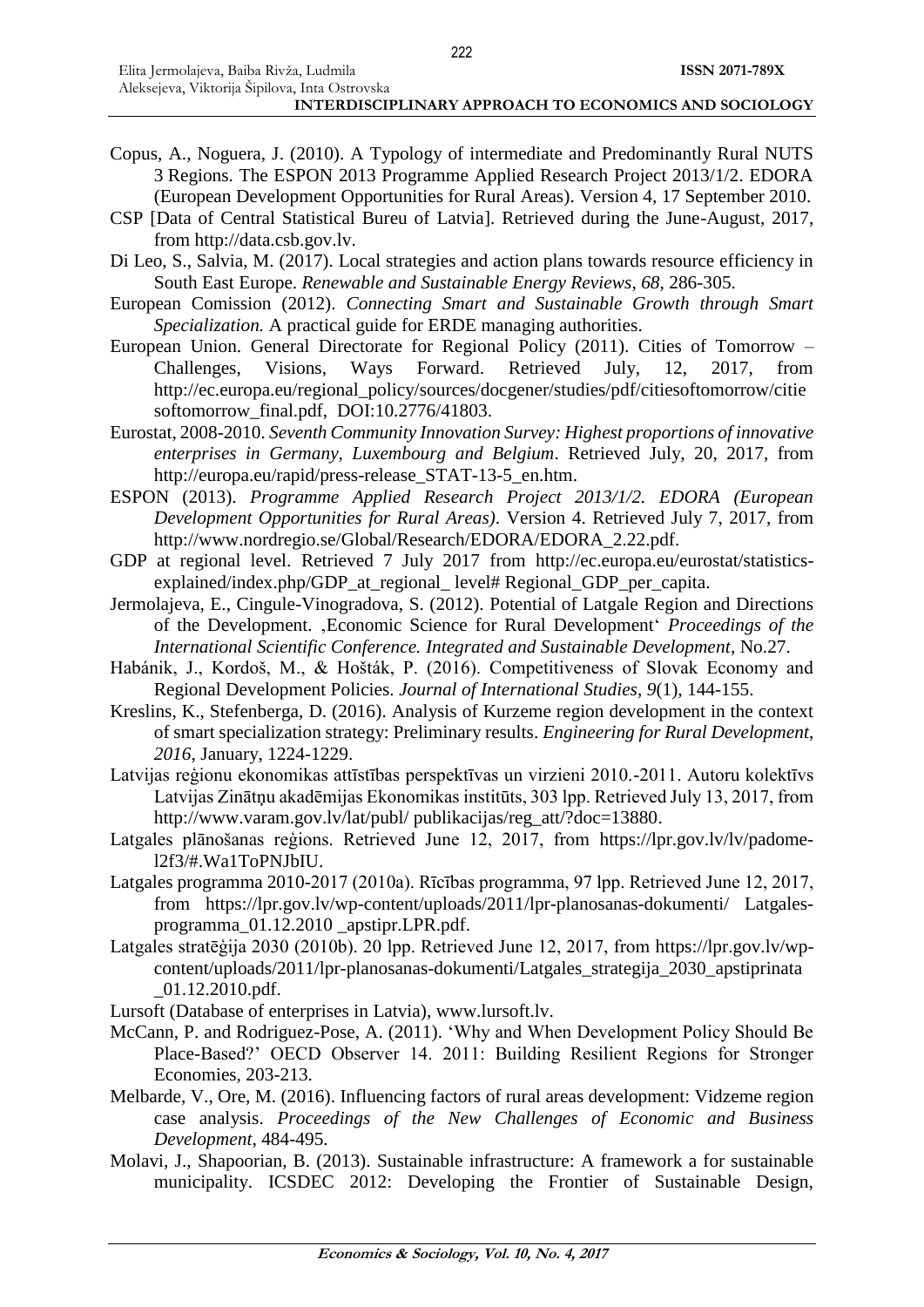Copus, A., Noguera, J. (2010). A Typology of intermediate and Predominantly Rural NUTS 3 Regions. The ESPON 2013 Programme Applied Research Project 2013/1/2. EDORA (European Development Opportunities for Rural Areas). Version 4, 17 September 2010.

CSP [Data of Central Statistical Bureu of Latvia]. Retrieved during the June-August, 2017, from http://data.csb.gov.lv.

Di Leo, S., Salvia, M. (2017). Local strategies and action plans towards resource efficiency in South East Europe. *Renewable and Sustainable Energy Reviews*, *68*, 286-305.

European Comission (2012). *Connecting Smart and Sustainable Growth through Smart Specialization.* A practical guide for ERDE managing authorities.

European Union. General Directorate for Regional Policy (2011). Cities of Tomorrow – Challenges, Visions, Ways Forward. Retrieved July, 12, 2017, from http://ec.europa.eu/regional_policy/sources/docgener/studies/pdf/citiesoftomorrow/citiesoftomorrow_final.pdf, DOI:10.2776/41803.

Eurostat, 2008-2010. *Seventh Community Innovation Survey: Highest proportions of innovative enterprises in Germany, Luxembourg and Belgium*. Retrieved July, 20, 2017, from http://europa.eu/rapid/press-release_STAT-13-5_en.htm.

ESPON (2013). *Programme Applied Research Project 2013/1/2. EDORA (European Development Opportunities for Rural Areas)*. Version 4. Retrieved July 7, 2017, from http://www.nordregio.se/Global/Research/EDORA/EDORA_2.22.pdf.

GDP at regional level. Retrieved 7 July 2017 from http://ec.europa.eu/eurostat/statistics-explained/index.php/GDP_at_regional_ level# Regional_GDP_per_capita.

Jermolajeva, E., Cingule-Vinogradova, S. (2012). Potential of Latgale Region and Directions of the Development. ‚Economic Science for Rural Development' *Proceedings of the International Scientific Conference. Integrated and Sustainable Development*, No.27.

Habánik, J., Kordoš, M., & Hošták, P. (2016). Competitiveness of Slovak Economy and Regional Development Policies. *Journal of International Studies*, *9*(1), 144-155.

Kreslins, K., Stefenberga, D. (2016). Analysis of Kurzeme region development in the context of smart specialization strategy: Preliminary results. *Engineering for Rural Development*, *2016*, January, 1224-1229.

Latvijas reģionu ekonomikas attīstības perspektīvas un virzieni 2010.-2011. Autoru kolektīvs Latvijas Zinātņu akadēmijas Ekonomikas institūts, 303 lpp. Retrieved July 13, 2017, from http://www.varam.gov.lv/lat/publ/ publikacijas/reg_att/?doc=13880.

Latgales plānošanas reģions. Retrieved June 12, 2017, from https://lpr.gov.lv/lv/padome-l2f3/#.Wa1ToPNJbIU.

Latgales programma 2010-2017 (2010a). Rīcības programma, 97 lpp. Retrieved June 12, 2017, from https://lpr.gov.lv/wp-content/uploads/2011/lpr-planosanas-dokumenti/ Latgales-programma_01.12.2010 _apstipr.LPR.pdf.

Latgales stratēģija 2030 (2010b). 20 lpp. Retrieved June 12, 2017, from https://lpr.gov.lv/wp-content/uploads/2011/lpr-planosanas-dokumenti/Latgales_strategija_2030_apstiprinata_01.12.2010.pdf.

Lursoft (Database of enterprises in Latvia), www.lursoft.lv.

McCann, P. and Rodriguez-Pose, A. (2011). 'Why and When Development Policy Should Be Place-Based?' OECD Observer 14. 2011: Building Resilient Regions for Stronger Economies, 203-213.

Melbarde, V., Ore, M. (2016). Influencing factors of rural areas development: Vidzeme region case analysis. *Proceedings of the New Challenges of Economic and Business Development*, 484-495.

Molavi, J., Shapoorian, B. (2013). Sustainable infrastructure: A framework a for sustainable municipality. ICSDEC 2012: Developing the Frontier of Sustainable Design,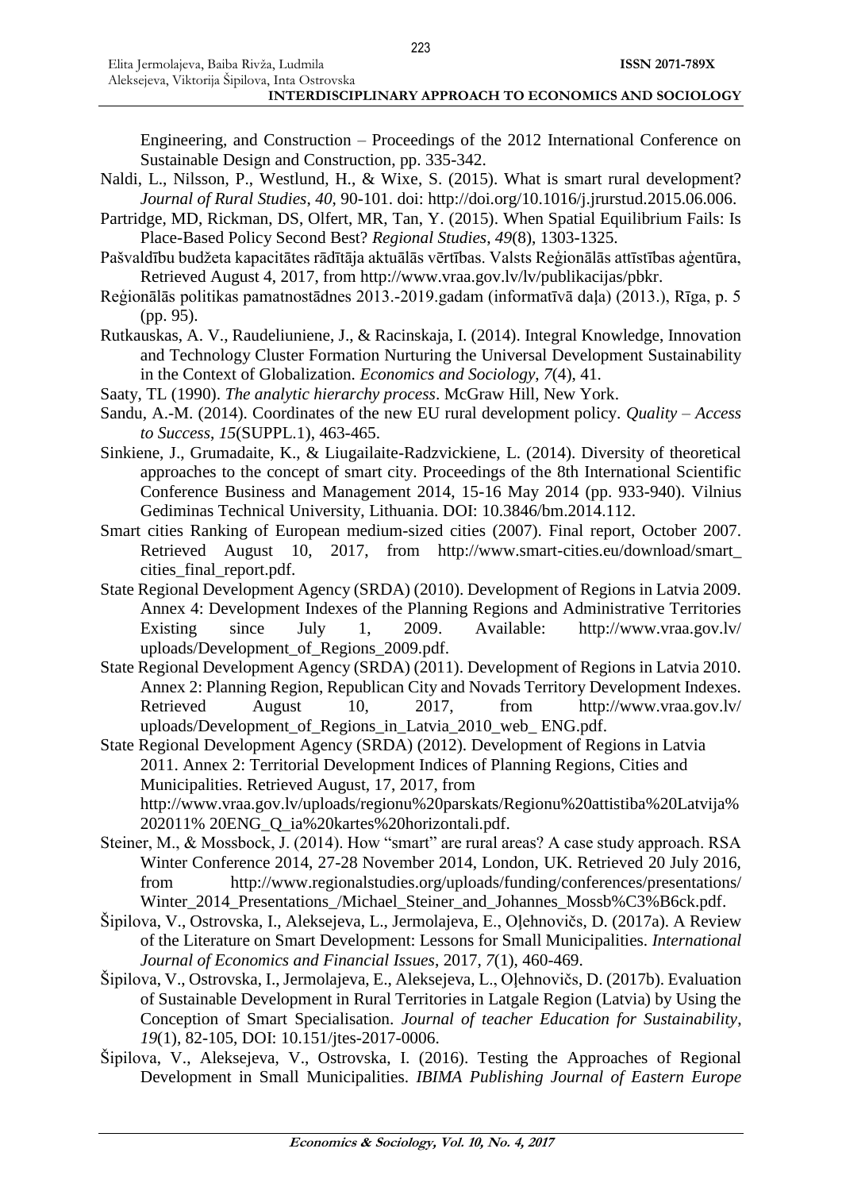Engineering, and Construction – Proceedings of the 2012 International Conference on Sustainable Design and Construction, pp. 335-342.

Naldi, L., Nilsson, P., Westlund, H., & Wixe, S. (2015). What is smart rural development? *Journal of Rural Studies*, *40*, 90-101. doi: http://doi.org/10.1016/j.jrurstud.2015.06.006.

Partridge, MD, Rickman, DS, Olfert, MR, Tan, Y. (2015). When Spatial Equilibrium Fails: Is Place-Based Policy Second Best? *Regional Studies*, *49*(8), 1303-1325.

Pašvaldību budžeta kapacitātes rādītāja aktuālās vērtības. Valsts Reģionālās attīstības aģentūra, Retrieved August 4, 2017, from http://www.vraa.gov.lv/lv/publikacijas/pbkr.

Reģionālās politikas pamatnostādnes 2013.-2019.gadam (informatīvā daļa) (2013.), Rīga, p. 5 (pp. 95).

Rutkauskas, A. V., Raudeliuniene, J., & Racinskaja, I. (2014). Integral Knowledge, Innovation and Technology Cluster Formation Nurturing the Universal Development Sustainability in the Context of Globalization. *Economics and Sociology*, *7*(4), 41.

Saaty, TL (1990). *The analytic hierarchy process*. McGraw Hill, New York.

Sandu, A.-M. (2014). Coordinates of the new EU rural development policy. *Quality – Access to Success*, *15*(SUPPL.1), 463-465.

Sinkiene, J., Grumadaite, K., & Liugailaite-Radzvickiene, L. (2014). Diversity of theoretical approaches to the concept of smart city. Proceedings of the 8th International Scientific Conference Business and Management 2014, 15-16 May 2014 (pp. 933-940). Vilnius Gediminas Technical University, Lithuania. DOI: 10.3846/bm.2014.112.

Smart cities Ranking of European medium-sized cities (2007). Final report, October 2007. Retrieved August 10, 2017, from http://www.smart-cities.eu/download/smart_cities_final_report.pdf.

State Regional Development Agency (SRDA) (2010). Development of Regions in Latvia 2009. Annex 4: Development Indexes of the Planning Regions and Administrative Territories Existing since July 1, 2009. Available: http://www.vraa.gov.lv/uploads/Development_of_Regions_2009.pdf.

State Regional Development Agency (SRDA) (2011). Development of Regions in Latvia 2010. Annex 2: Planning Region, Republican City and Novads Territory Development Indexes. Retrieved August 10, 2017, from http://www.vraa.gov.lv/uploads/Development_of_Regions_in_Latvia_2010_web_ ENG.pdf.

State Regional Development Agency (SRDA) (2012). Development of Regions in Latvia 2011. Annex 2: Territorial Development Indices of Planning Regions, Cities and Municipalities. Retrieved August, 17, 2017, from http://www.vraa.gov.lv/uploads/regionu%20parskats/Regionu%20attistiba%20Latvija%202011% 20ENG_Q_ia%20kartes%20horizontali.pdf.

Steiner, M., & Mossbock, J. (2014). How "smart" are rural areas? A case study approach. RSA Winter Conference 2014, 27-28 November 2014, London, UK. Retrieved 20 July 2016, from http://www.regionalstudies.org/uploads/funding/conferences/presentations/Winter_2014_Presentations_/Michael_Steiner_and_Johannes_Mossb%C3%B6ck.pdf.

Šipilova, V., Ostrovska, I., Aleksejeva, L., Jermolajeva, E., Oļehnovičs, D. (2017a). A Review of the Literature on Smart Development: Lessons for Small Municipalities. *International Journal of Economics and Financial Issues*, 2017, *7*(1), 460-469.

Šipilova, V., Ostrovska, I., Jermolajeva, E., Aleksejeva, L., Oļehnovičs, D. (2017b). Evaluation of Sustainable Development in Rural Territories in Latgale Region (Latvia) by Using the Conception of Smart Specialisation. *Journal of teacher Education for Sustainability*, *19*(1), 82-105, DOI: 10.151/jtes-2017-0006.

Šipilova, V., Aleksejeva, V., Ostrovska, I. (2016). Testing the Approaches of Regional Development in Small Municipalities. *IBIMA Publishing Journal of Eastern Europe*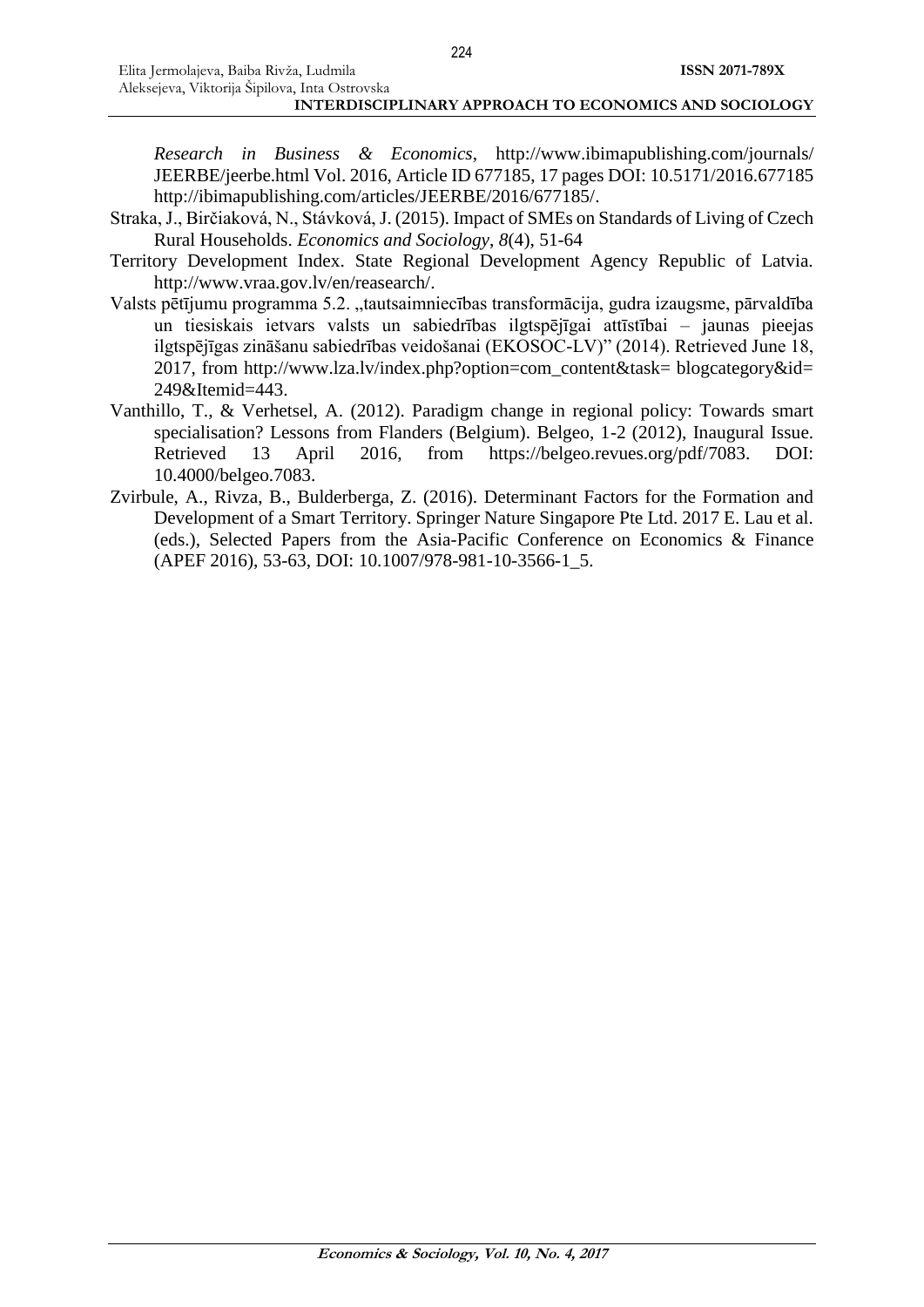*Research in Business & Economics*, http://www.ibimapublishing.com/journals/JEERBE/jeerbe.html Vol. 2016, Article ID 677185, 17 pages DOI: 10.5171/2016.677185 http://ibimapublishing.com/articles/JEERBE/2016/677185/.

Straka, J., Birčiaková, N., Stávková, J. (2015). Impact of SMEs on Standards of Living of Czech Rural Households. *Economics and Sociology*, *8*(4), 51-64

Territory Development Index. State Regional Development Agency Republic of Latvia. http://www.vraa.gov.lv/en/reasearch/.

Valsts pētījumu programma 5.2. „tautsaimniecības transformācija, gudra izaugsme, pārvaldība un tiesiskais ietvars valsts un sabiedrības ilgtspējīgai attīstībai – jaunas pieejas ilgtspējīgas zināšanu sabiedrības veidošanai (EKOSOC-LV)" (2014). Retrieved June 18, 2017, from http://www.lza.lv/index.php?option=com_content&task= blogcategory&id=249&Itemid=443.

Vanthillo, T., & Verhetsel, A. (2012). Paradigm change in regional policy: Towards smart specialisation? Lessons from Flanders (Belgium). Belgeo, 1-2 (2012), Inaugural Issue. Retrieved 13 April 2016, from https://belgeo.revues.org/pdf/7083. DOI: 10.4000/belgeo.7083.

Zvirbule, A., Rivza, B., Bulderberga, Z. (2016). Determinant Factors for the Formation and Development of a Smart Territory. Springer Nature Singapore Pte Ltd. 2017 E. Lau et al. (eds.), Selected Papers from the Asia-Pacific Conference on Economics & Finance (APEF 2016), 53-63, DOI: 10.1007/978-981-10-3566-1_5.